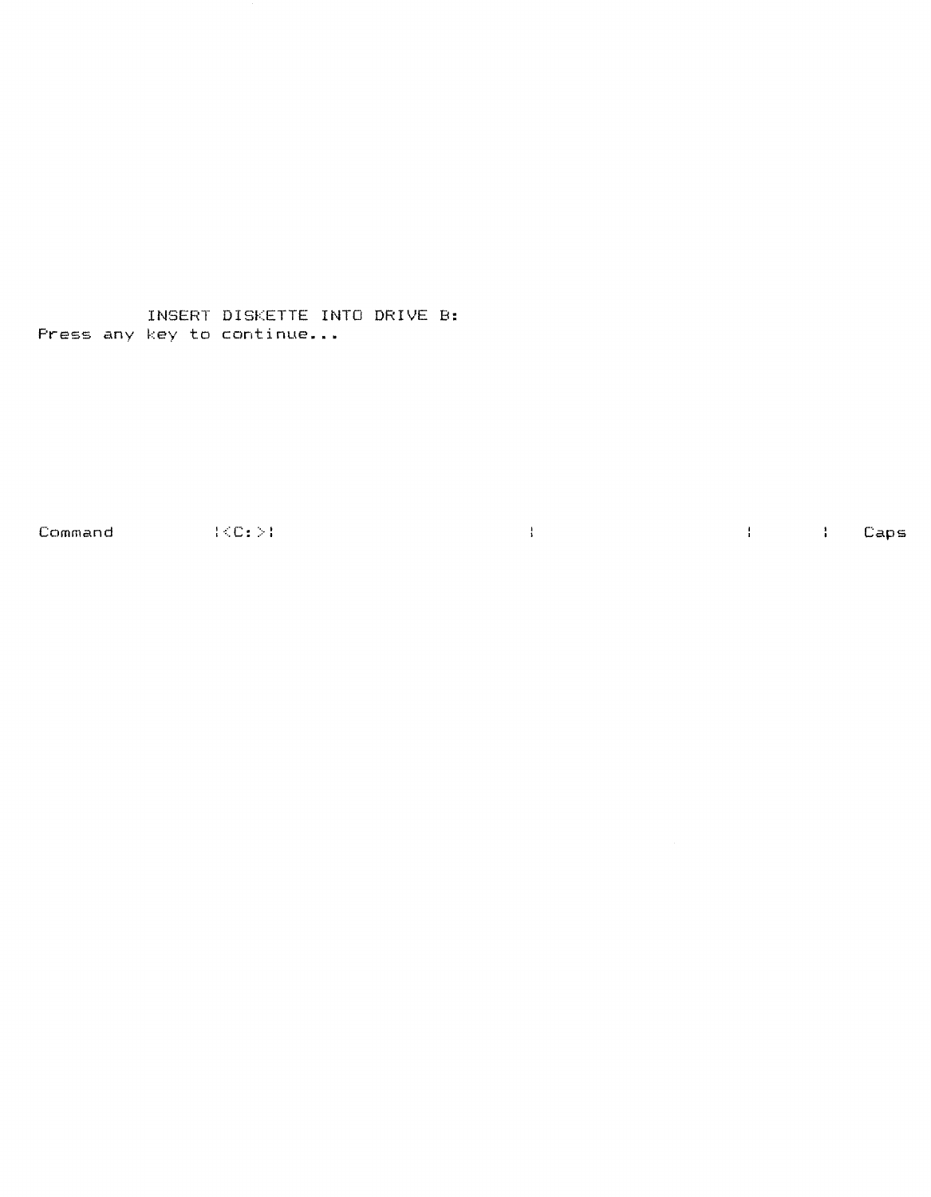INSERT DISKETTE INTO DRIVE B:
Press any key to continue...

Command |<C:>| | | | Caps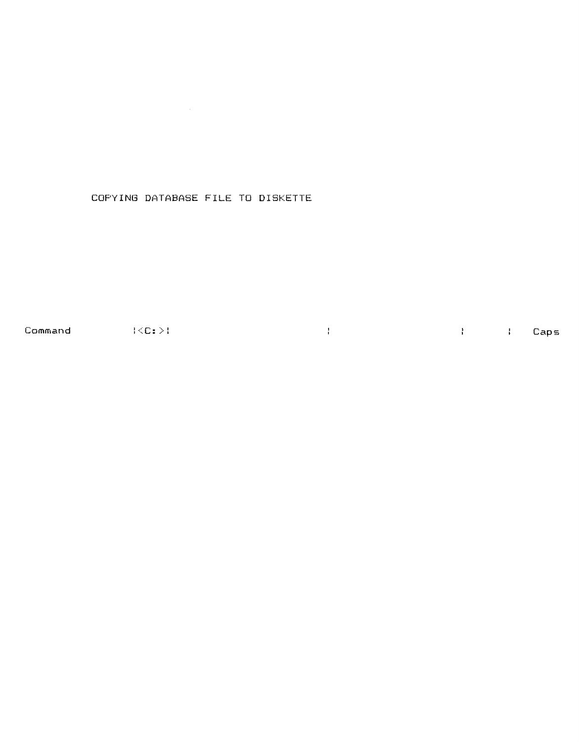COPYING DATABASE FILE TO DISKETTE

```
Command          |<C:>|                    |                    |     |   Caps
```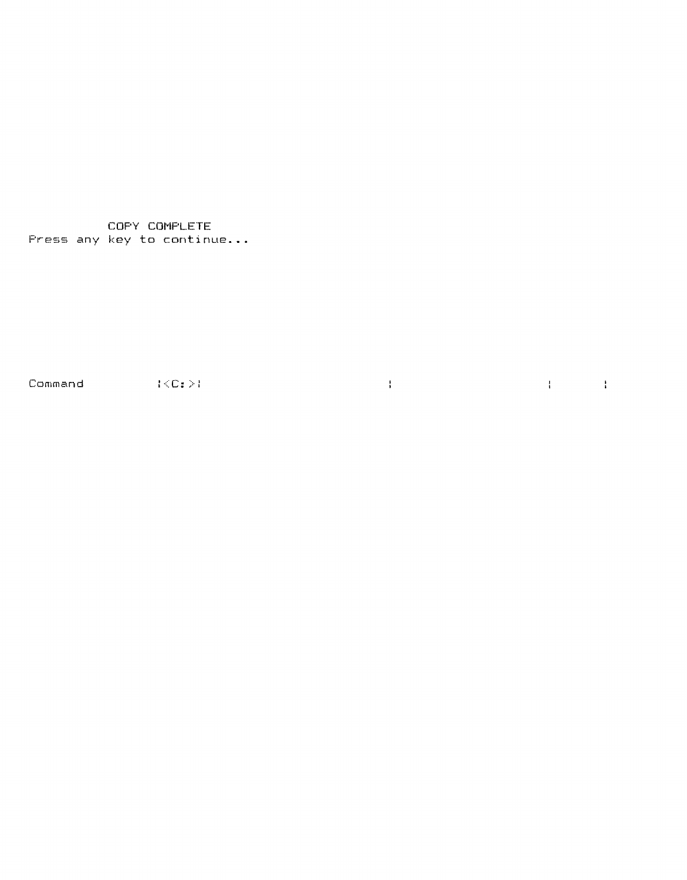```
           COPY COMPLETE
Press any key to continue...







Command          |<C:>|                                 |                          |        |
```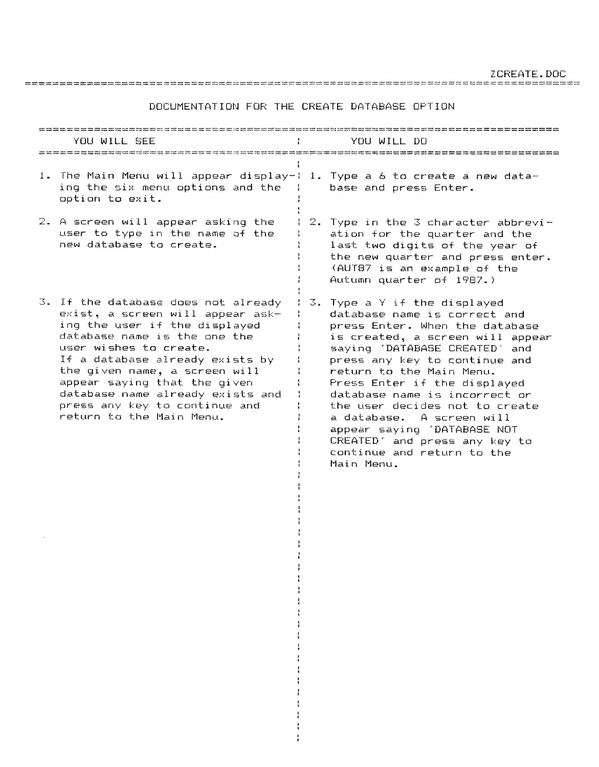ZCREATE.DOC

# DOCUMENTATION FOR THE CREATE DATABASE OPTION

| YOU WILL SEE | YOU WILL DO |
|---|---|
| 1. The Main Menu will appear displaying the six menu options and the option to exit. | 1. Type a 6 to create a new database and press Enter. |
| 2. A screen will appear asking the user to type in the name of the new database to create. | 2. Type in the 3 character abbreviation for the quarter and the last two digits of the year of the new quarter and press enter. (AUT87 is an example of the Autumn quarter of 1987.) |
| 3. If the database does not already exist, a screen will appear asking the user if the displayed database name is the one the user wishes to create. If a database already exists by the given name, a screen will appear saying that the given database name already exists and press any key to continue and return to the Main Menu. | 3. Type a Y if the displayed database name is correct and press Enter. When the database is created, a screen will appear saying 'DATABASE CREATED' and press any key to continue and return to the Main Menu. Press Enter if the displayed database name is incorrect or the user decides not to create a database. A screen will appear saying 'DATABASE NOT CREATED' and press any key to continue and return to the Main Menu. |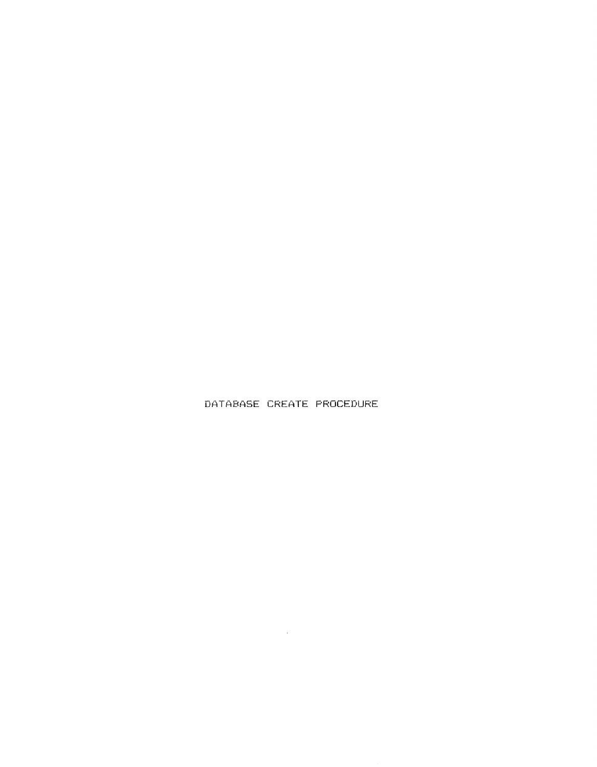# DATABASE CREATE PROCEDURE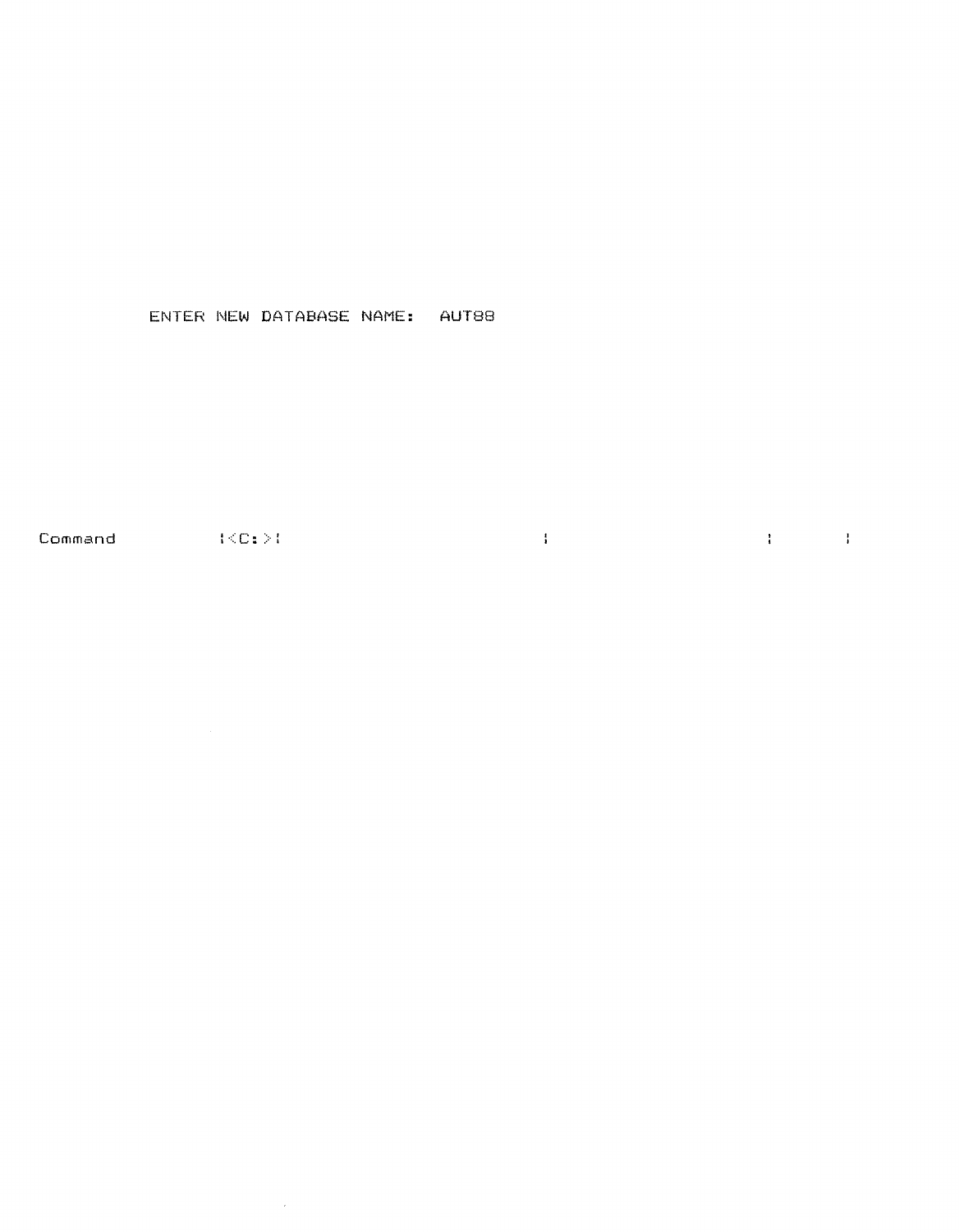ENTER NEW DATABASE NAME:  AUT88

```
Command           |<C:>|                                    |                        |       |
```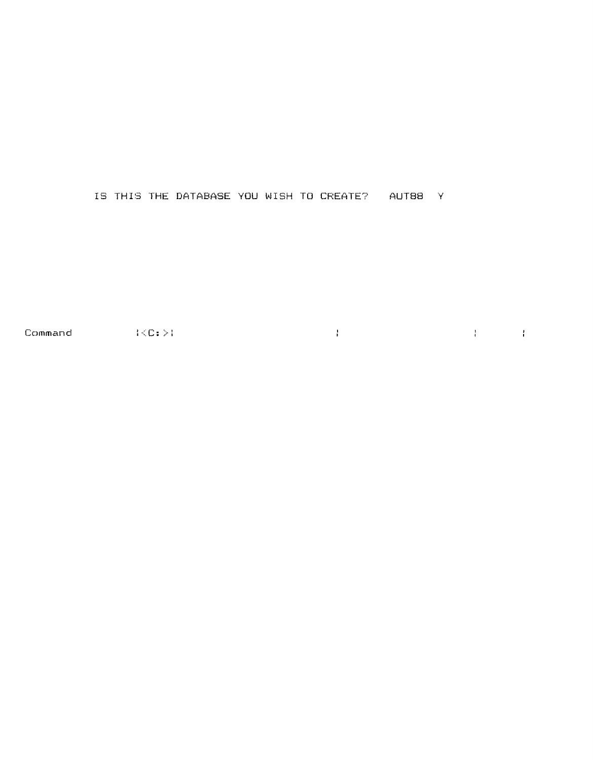IS THIS THE DATABASE YOU WISH TO CREATE?   AUT88   Y

```
Command          |<C:>|                              |                         |        |
```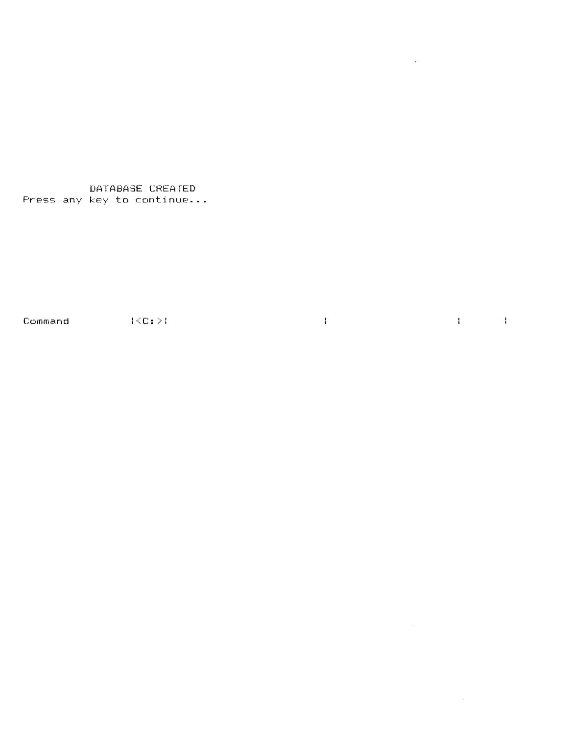```
          DATABASE CREATED
Press any key to continue...







Command          |<C:>|                         |                     |      |
```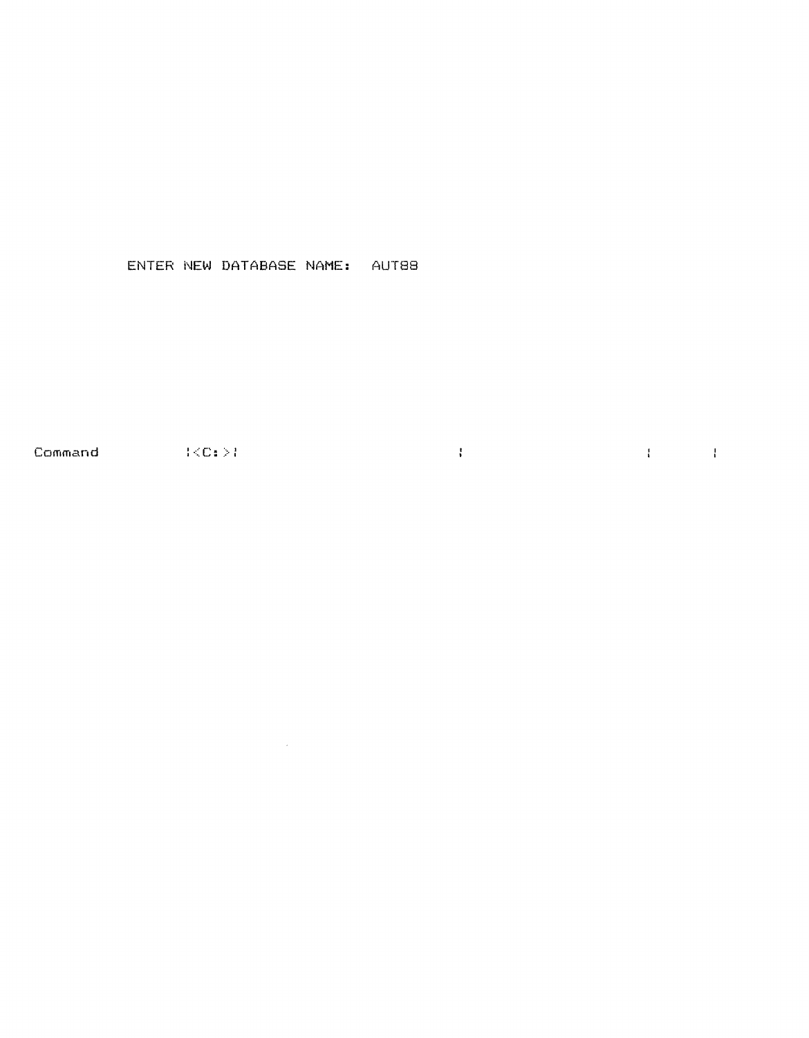ENTER NEW DATABASE NAME:  AUT88

```
Command          |<C:>|                              |                        |        |
```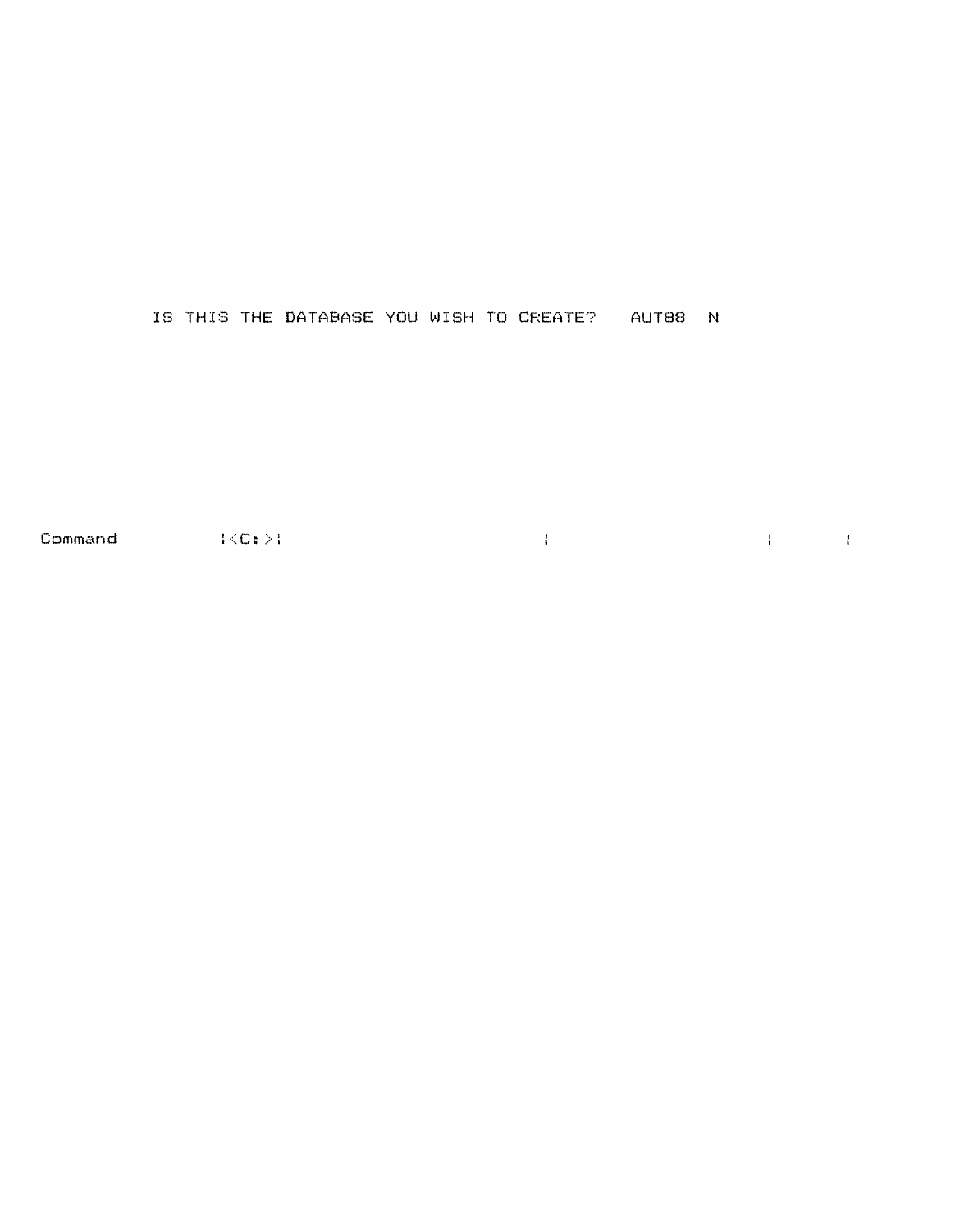IS THIS THE DATABASE YOU WISH TO CREATE?   AUT88   N

```
Command          |<C:>|                              |                        |        |
```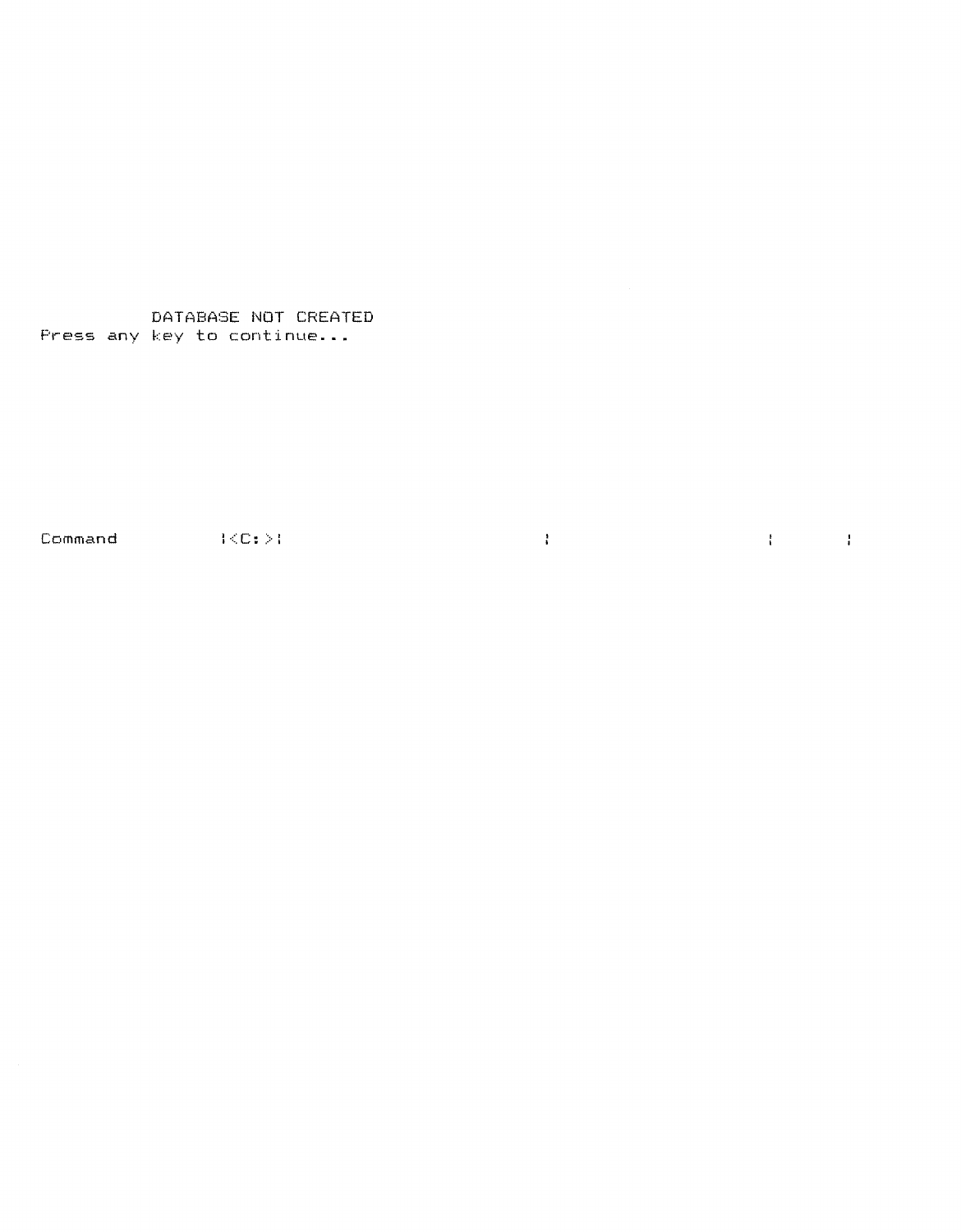```
          DATABASE NOT CREATED
Press any key to continue...





Command          |<C:>|                         |                    |      |
```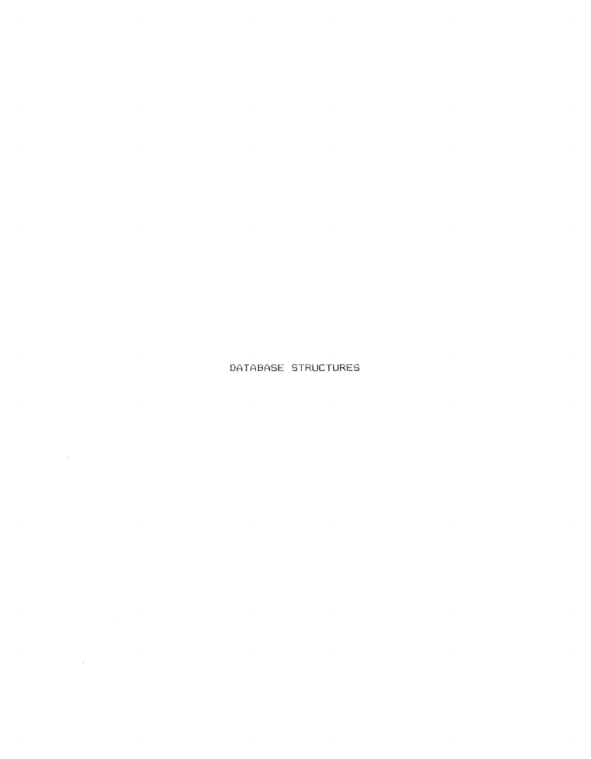# DATABASE STRUCTURES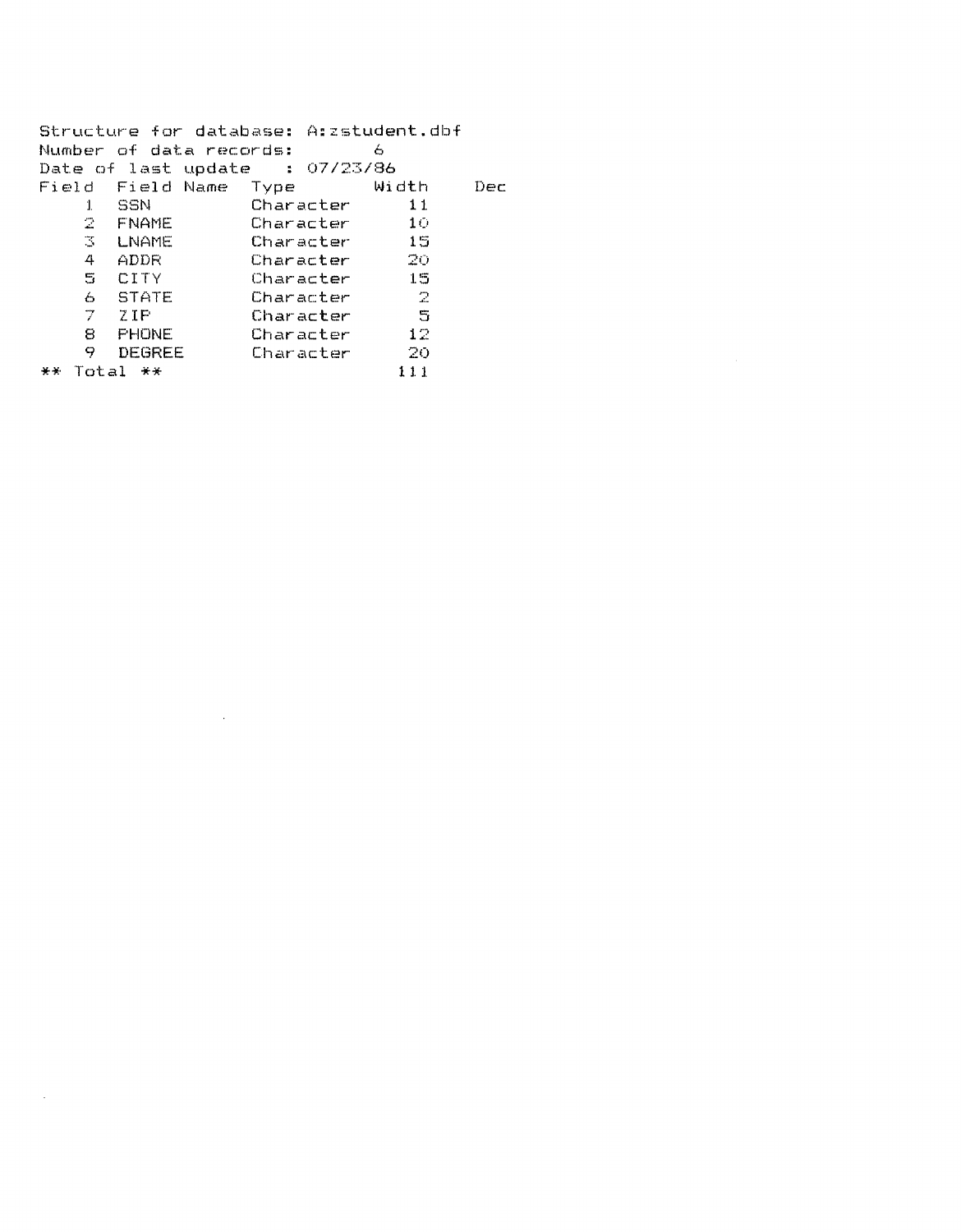```
Structure for database: A:zstudent.dbf
Number of data records:       6
Date of last update   : 07/23/86
Field  Field Name  Type       Width    Dec
    1  SSN         Character     11
    2  FNAME       Character     10
    3  LNAME       Character     15
    4  ADDR        Character     20
    5  CITY        Character     15
    6  STATE       Character      2
    7  ZIP         Character      5
    8  PHONE       Character     12
    9  DEGREE      Character     20
** Total **                     111
```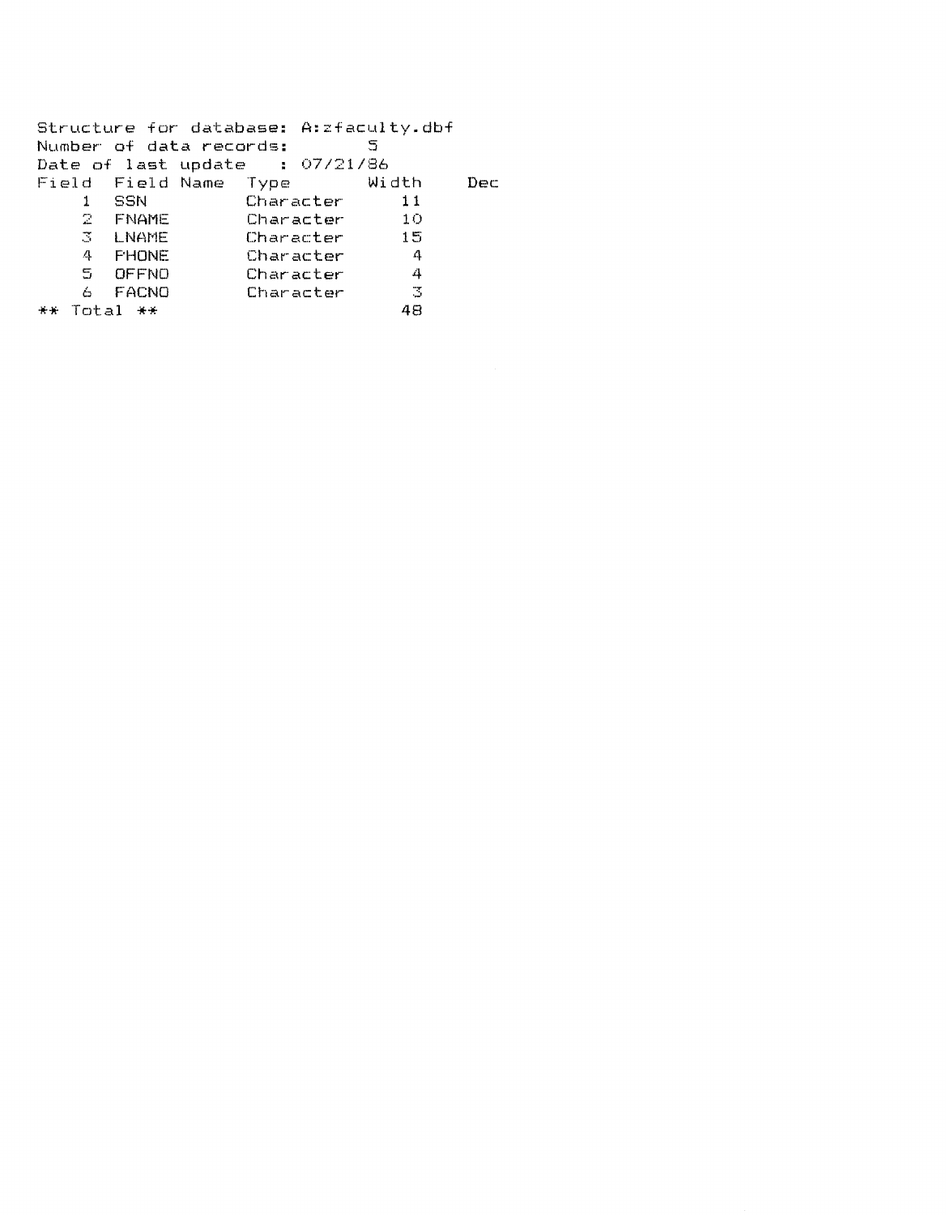Structure for database: A:zfaculty.dbf
Number of data records: 5
Date of last update : 07/21/86

| Field | Field Name | Type | Width | Dec |
|---|---|---|---|---|
| 1 | SSN | Character | 11 | |
| 2 | FNAME | Character | 10 | |
| 3 | LNAME | Character | 15 | |
| 4 | PHONE | Character | 4 | |
| 5 | OFFNO | Character | 4 | |
| 6 | FACNO | Character | 3 | |
| ** Total ** | | | 48 | |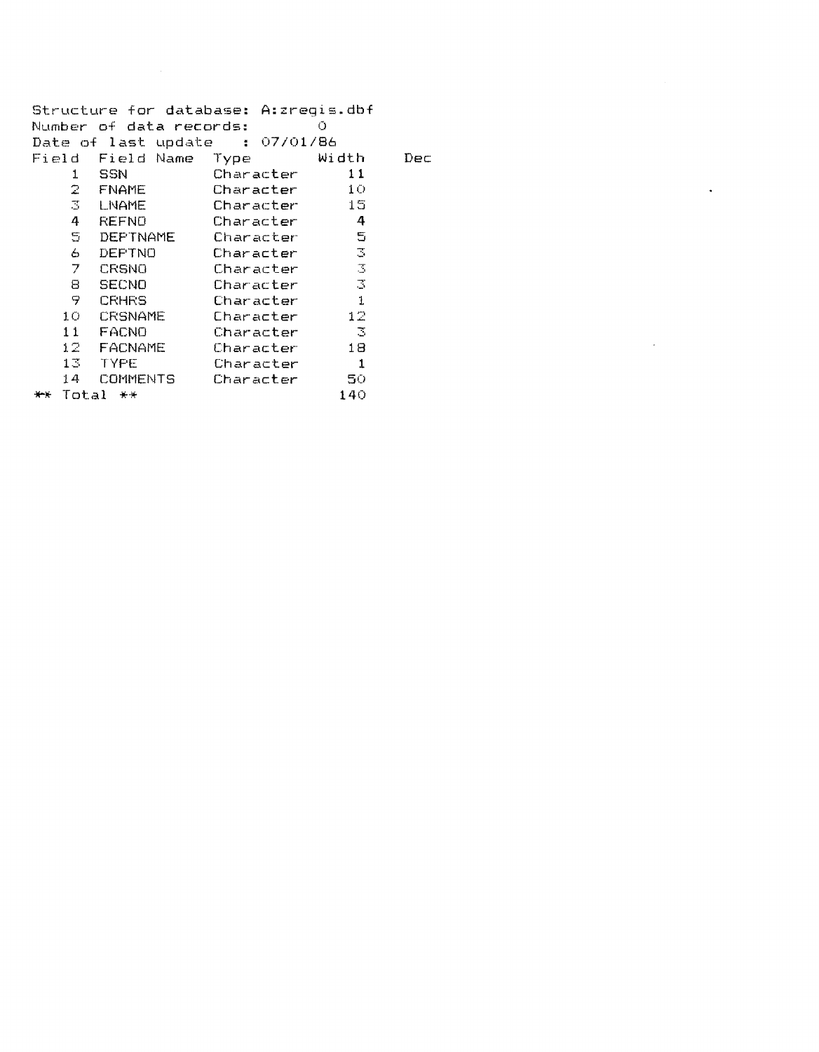Structure for database: A:zregis.dbf
Number of data records: 0
Date of last update : 07/01/86

| Field | Field Name | Type | Width | Dec |
|---|---|---|---|---|
| 1 | SSN | Character | 11 | |
| 2 | FNAME | Character | 10 | |
| 3 | LNAME | Character | 15 | |
| 4 | REFNO | Character | 4 | |
| 5 | DEPTNAME | Character | 5 | |
| 6 | DEPTNO | Character | 3 | |
| 7 | CRSNO | Character | 3 | |
| 8 | SECNO | Character | 3 | |
| 9 | CRHRS | Character | 1 | |
| 10 | CRSNAME | Character | 12 | |
| 11 | FACNO | Character | 3 | |
| 12 | FACNAME | Character | 18 | |
| 13 | TYPE | Character | 1 | |
| 14 | COMMENTS | Character | 50 | |
| ** Total ** | | | 140 | |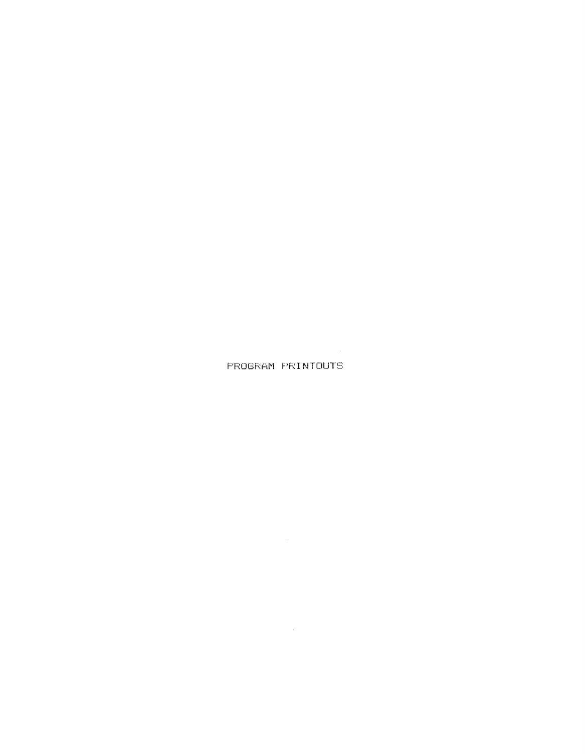# PROGRAM PRINTOUTS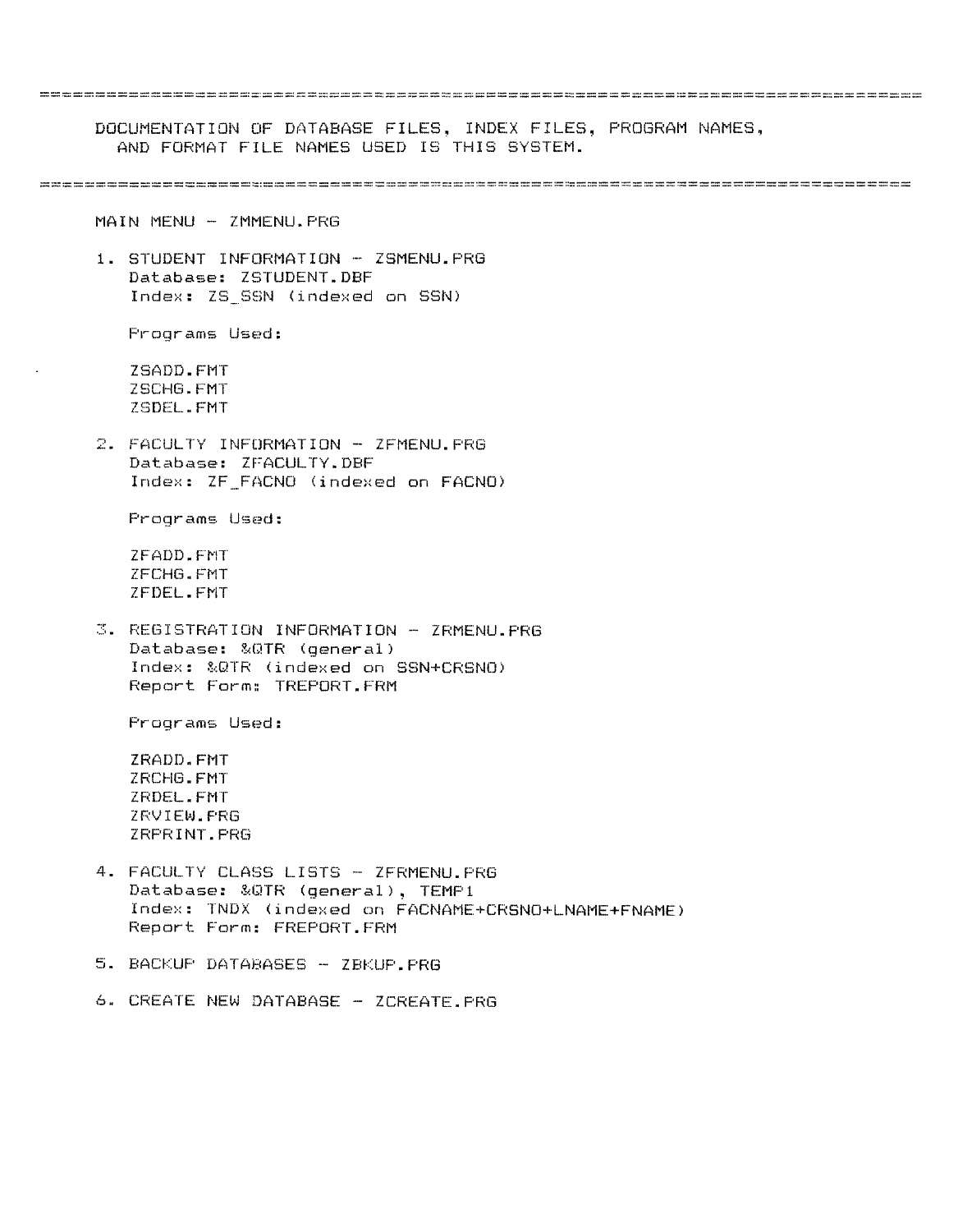DOCUMENTATION OF DATABASE FILES, INDEX FILES, PROGRAM NAMES, AND FORMAT FILE NAMES USED IS THIS SYSTEM.

---

MAIN MENU - ZMMENU.PRG

1. STUDENT INFORMATION - ZSMENU.PRG
   Database: ZSTUDENT.DBF
   Index: ZS_SSN (indexed on SSN)

   Programs Used:

   ZSADD.FMT
   ZSCHG.FMT
   ZSDEL.FMT

2. FACULTY INFORMATION - ZFMENU.PRG
   Database: ZFACULTY.DBF
   Index: ZF_FACNO (indexed on FACNO)

   Programs Used:

   ZFADD.FMT
   ZFCHG.FMT
   ZFDEL.FMT

3. REGISTRATION INFORMATION - ZRMENU.PRG
   Database: &QTR (general)
   Index: &QTR (indexed on SSN+CRSNO)
   Report Form: TREPORT.FRM

   Programs Used:

   ZRADD.FMT
   ZRCHG.FMT
   ZRDEL.FMT
   ZRVIEW.PRG
   ZRPRINT.PRG

4. FACULTY CLASS LISTS - ZFRMENU.PRG
   Database: &QTR (general), TEMP1
   Index: TNDX (indexed on FACNAME+CRSNO+LNAME+FNAME)
   Report Form: FREPORT.FRM

5. BACKUP DATABASES - ZBKUP.PRG

6. CREATE NEW DATABASE - ZCREATE.PRG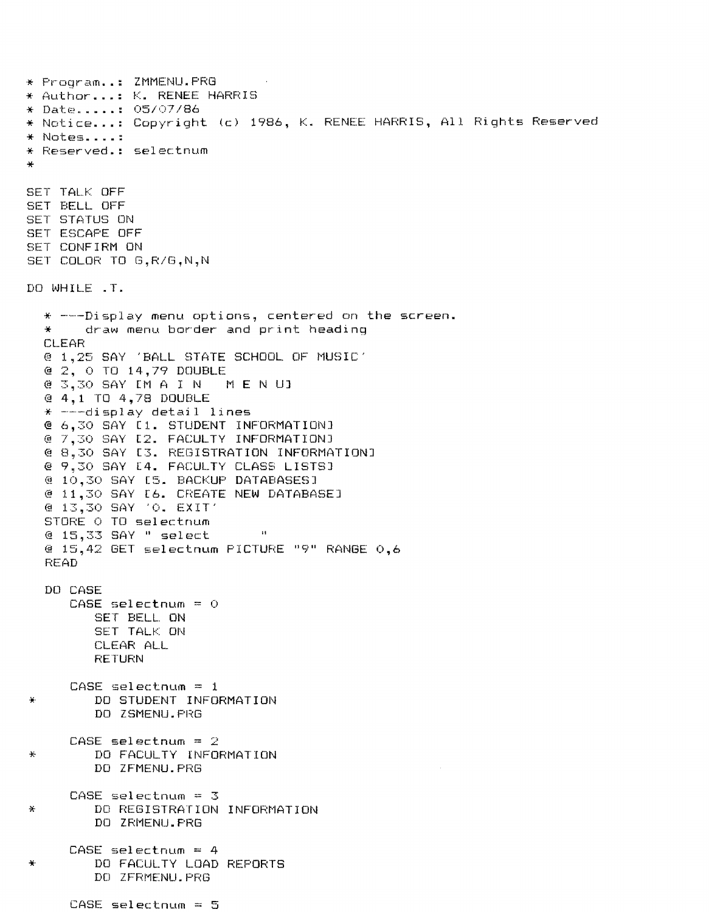```
* Program..: ZMMENU.PRG
* Author...: K. RENEE HARRIS
* Date.....: 05/07/86
* Notice...: Copyright (c) 1986, K. RENEE HARRIS, All Rights Reserved
* Notes....: 
* Reserved.: selectnum
*

SET TALK OFF
SET BELL OFF
SET STATUS ON
SET ESCAPE OFF
SET CONFIRM ON
SET COLOR TO G,R/G,N,N

DO WHILE .T.

   * ---Display menu options, centered on the screen.
   *    draw menu border and print heading
   CLEAR
   @ 1,25 SAY 'BALL STATE SCHOOL OF MUSIC'
   @ 2, 0 TO 14,79 DOUBLE
   @ 3,30 SAY [M A I N   M E N U]
   @ 4,1 TO 4,78 DOUBLE
   * ---display detail lines
   @ 6,30 SAY [1. STUDENT INFORMATION]
   @ 7,30 SAY [2. FACULTY INFORMATION]
   @ 8,30 SAY [3. REGISTRATION INFORMATION]
   @ 9,30 SAY [4. FACULTY CLASS LISTS]
   @ 10,30 SAY [5. BACKUP DATABASES]
   @ 11,30 SAY [6. CREATE NEW DATABASE]
   @ 13,30 SAY '0. EXIT'
   STORE 0 TO selectnum
   @ 15,33 SAY " select        "
   @ 15,42 GET selectnum PICTURE "9" RANGE 0,6
   READ

   DO CASE
      CASE selectnum = 0
         SET BELL ON
         SET TALK ON
         CLEAR ALL
         RETURN

      CASE selectnum = 1
*        DO STUDENT INFORMATION
         DO ZSMENU.PRG

      CASE selectnum = 2
*        DO FACULTY INFORMATION
         DO ZFMENU.PRG

      CASE selectnum = 3
*        DO REGISTRATION INFORMATION
         DO ZRMENU.PRG

      CASE selectnum = 4
*        DO FACULTY LOAD REPORTS
         DO ZFRMENU.PRG

      CASE selectnum = 5
```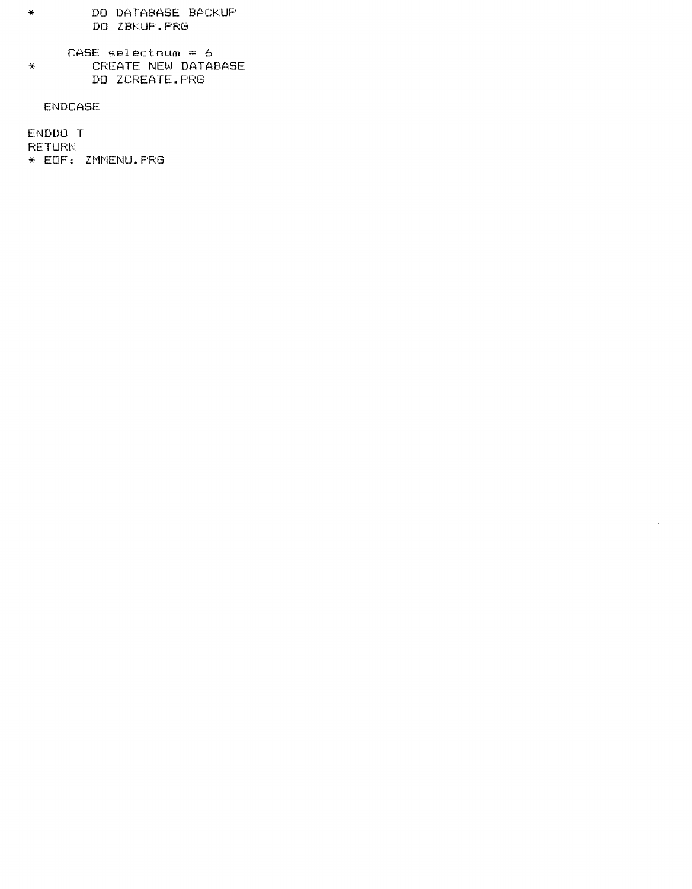```
*         DO DATABASE BACKUP
          DO ZBKUP.PRG

      CASE selectnum = 6
*         CREATE NEW DATABASE
          DO ZCREATE.PRG

   ENDCASE

ENDDO T
RETURN
* EOF: ZMMENU.PRG
```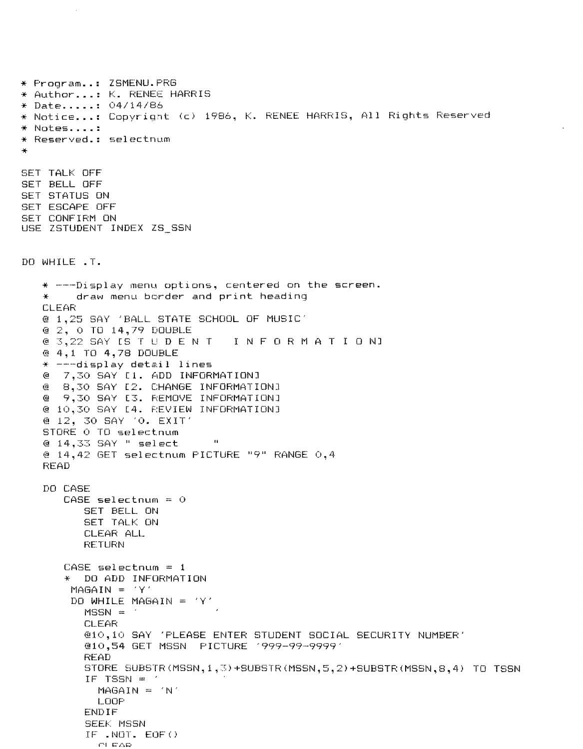```
* Program..: ZSMENU.PRG
* Author...: K. RENEE HARRIS
* Date.....: 04/14/86
* Notice...: Copyright (c) 1986, K. RENEE HARRIS, All Rights Reserved
* Notes....:
* Reserved.: selectnum
*

SET TALK OFF
SET BELL OFF
SET STATUS ON
SET ESCAPE OFF
SET CONFIRM ON
USE ZSTUDENT INDEX ZS_SSN


DO WHILE .T.

   * ---Display menu options, centered on the screen.
   *     draw menu border and print heading
   CLEAR
   @ 1,25 SAY 'BALL STATE SCHOOL OF MUSIC'
   @ 2, 0 TO 14,79 DOUBLE
   @ 3,22 SAY [S T U D E N T   I N F O R M A T I O N]
   @ 4,1 TO 4,78 DOUBLE
   * ---display detail lines
   @  7,30 SAY [1. ADD INFORMATION]
   @  8,30 SAY [2. CHANGE INFORMATION]
   @  9,30 SAY [3. REMOVE INFORMATION]
   @ 10,30 SAY [4. REVIEW INFORMATION]
   @ 12, 30 SAY '0. EXIT'
   STORE 0 TO selectnum
   @ 14,33 SAY " select      "
   @ 14,42 GET selectnum PICTURE "9" RANGE 0,4
   READ

   DO CASE
      CASE selectnum = 0
         SET BELL ON
         SET TALK ON
         CLEAR ALL
         RETURN

      CASE selectnum = 1
      *  DO ADD INFORMATION
       MAGAIN = 'Y'
       DO WHILE MAGAIN = 'Y'
         MSSN = '           '
         CLEAR
         @10,10 SAY 'PLEASE ENTER STUDENT SOCIAL SECURITY NUMBER'
         @10,54 GET MSSN  PICTURE '999-99-9999'
         READ
         STORE SUBSTR(MSSN,1,3)+SUBSTR(MSSN,5,2)+SUBSTR(MSSN,8,4) TO TSSN
         IF TSSN = '         '
           MAGAIN = 'N'
           LOOP
         ENDIF
         SEEK MSSN
         IF .NOT. EOF()
           CLEAR
```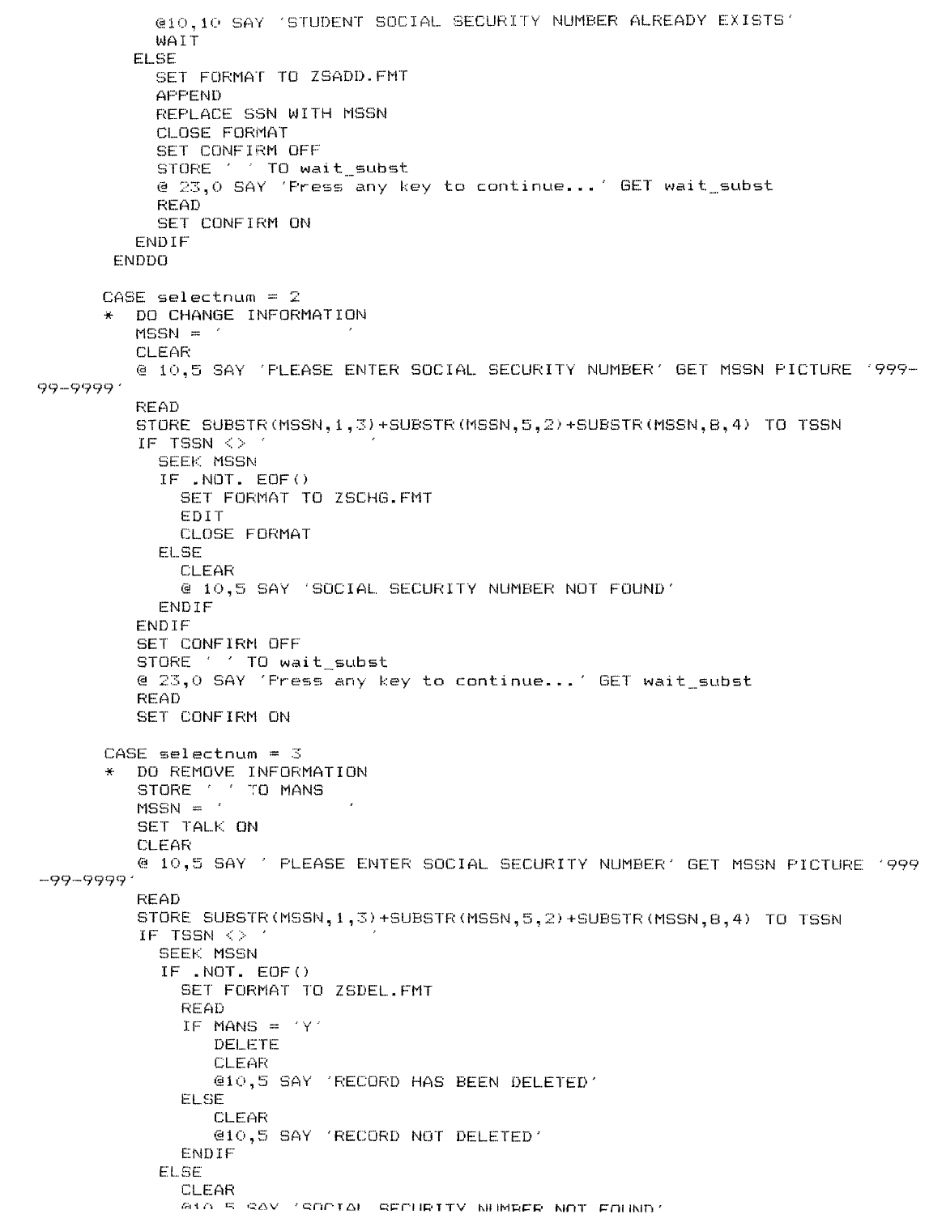```
          @10,10 SAY 'STUDENT SOCIAL SECURITY NUMBER ALREADY EXISTS'
          WAIT
        ELSE
          SET FORMAT TO ZSADD.FMT
          APPEND
          REPLACE SSN WITH MSSN
          CLOSE FORMAT
          SET CONFIRM OFF
          STORE ' ' TO wait_subst
          @ 23,0 SAY 'Press any key to continue...' GET wait_subst
          READ
          SET CONFIRM ON
        ENDIF
      ENDDO

     CASE selectnum = 2
     *  DO CHANGE INFORMATION
        MSSN = '           '
        CLEAR
        @ 10,5 SAY 'PLEASE ENTER SOCIAL SECURITY NUMBER' GET MSSN PICTURE '999-
99-9999'
        READ
        STORE SUBSTR(MSSN,1,3)+SUBSTR(MSSN,5,2)+SUBSTR(MSSN,8,4) TO TSSN
        IF TSSN <> '         '
          SEEK MSSN
          IF .NOT. EOF()
            SET FORMAT TO ZSCHG.FMT
            EDIT
            CLOSE FORMAT
          ELSE
            CLEAR
            @ 10,5 SAY 'SOCIAL SECURITY NUMBER NOT FOUND'
          ENDIF
        ENDIF
        SET CONFIRM OFF
        STORE ' ' TO wait_subst
        @ 23,0 SAY 'Press any key to continue...' GET wait_subst
        READ
        SET CONFIRM ON

     CASE selectnum = 3
     *  DO REMOVE INFORMATION
        STORE ' ' TO MANS
        MSSN = '           '
        SET TALK ON
        CLEAR
        @ 10,5 SAY ' PLEASE ENTER SOCIAL SECURITY NUMBER' GET MSSN PICTURE '999
-99-9999'
        READ
        STORE SUBSTR(MSSN,1,3)+SUBSTR(MSSN,5,2)+SUBSTR(MSSN,8,4) TO TSSN
        IF TSSN <> '         '
          SEEK MSSN
          IF .NOT. EOF()
            SET FORMAT TO ZSDEL.FMT
            READ
            IF MANS = 'Y'
               DELETE
               CLEAR
               @10,5 SAY 'RECORD HAS BEEN DELETED'
            ELSE
               CLEAR
               @10,5 SAY 'RECORD NOT DELETED'
            ENDIF
          ELSE
            CLEAR
            @10,5 SAY 'SOCIAL SECURITY NUMBER NOT FOUND'
```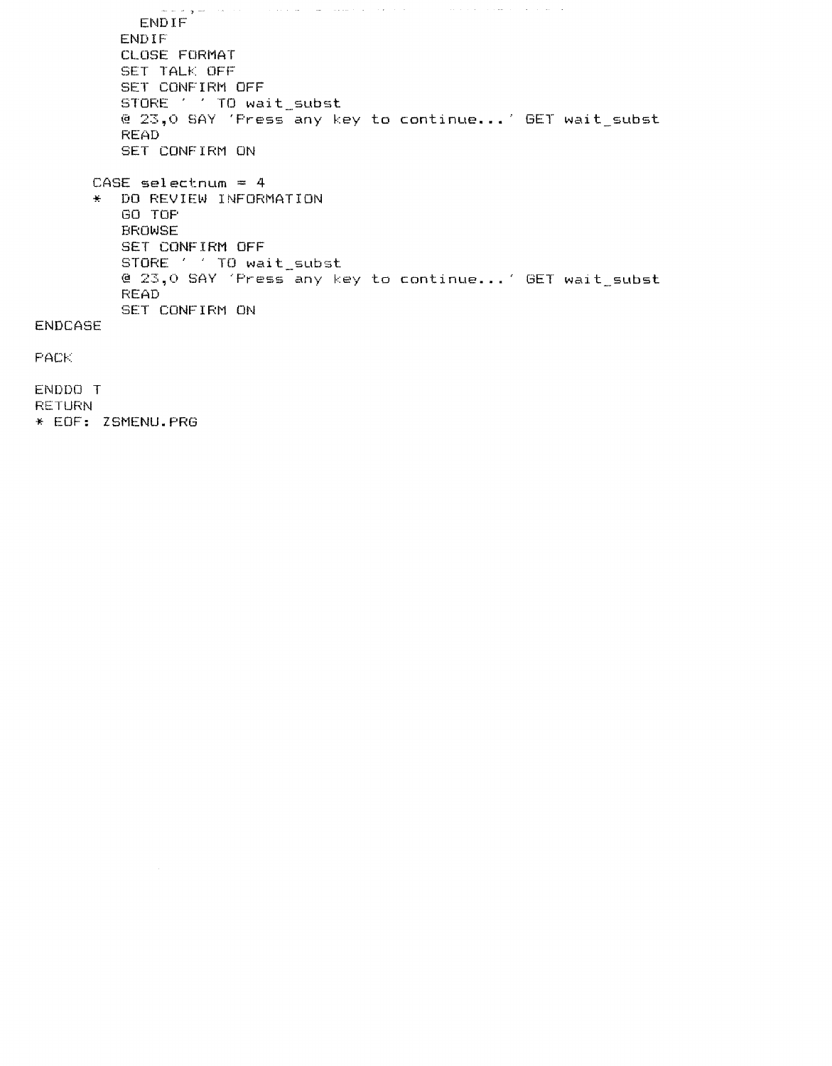```
          ENDIF
        ENDIF
        CLOSE FORMAT
        SET TALK OFF
        SET CONFIRM OFF
        STORE ' ' TO wait_subst
        @ 23,0 SAY 'Press any key to continue...' GET wait_subst
        READ
        SET CONFIRM ON

     CASE selectnum = 4
     *  DO REVIEW INFORMATION
        GO TOP
        BROWSE
        SET CONFIRM OFF
        STORE ' ' TO wait_subst
        @ 23,0 SAY 'Press any key to continue...' GET wait_subst
        READ
        SET CONFIRM ON
ENDCASE

PACK

ENDDO T
RETURN
* EOF: ZSMENU.PRG
```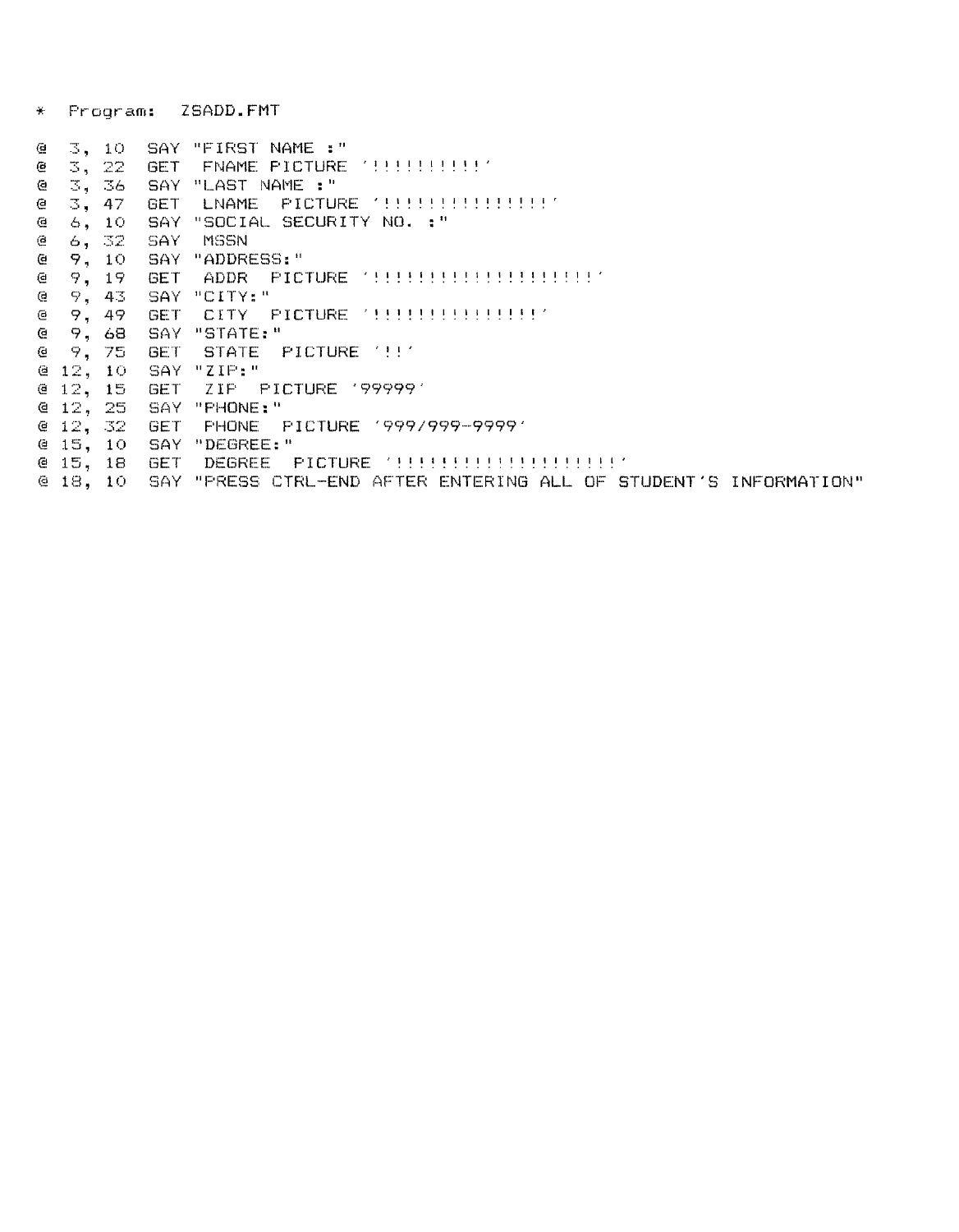```
*  Program:  ZSADD.FMT

@  3, 10   SAY "FIRST NAME :"
@  3, 22   GET  FNAME PICTURE '!!!!!!!!!!'
@  3, 36   SAY "LAST NAME :"
@  3, 47   GET  LNAME  PICTURE '!!!!!!!!!!!!!!!'
@  6, 10   SAY "SOCIAL SECURITY NO. :"
@  6, 32   SAY  MSSN
@  9, 10   SAY "ADDRESS:"
@  9, 19   GET  ADDR  PICTURE '!!!!!!!!!!!!!!!!!!!!'
@  9, 43   SAY "CITY:"
@  9, 49   GET  CITY  PICTURE '!!!!!!!!!!!!!!!'
@  9, 68   SAY "STATE:"
@  9, 75   GET  STATE  PICTURE '!!'
@ 12, 10   SAY "ZIP:"
@ 12, 15   GET  ZIP  PICTURE '99999'
@ 12, 25   SAY "PHONE:"
@ 12, 32   GET  PHONE  PICTURE '999/999-9999'
@ 15, 10   SAY "DEGREE:"
@ 15, 18   GET  DEGREE  PICTURE '!!!!!!!!!!!!!!!!!!!!'
@ 18, 10   SAY "PRESS CTRL-END AFTER ENTERING ALL OF STUDENT'S INFORMATION"
```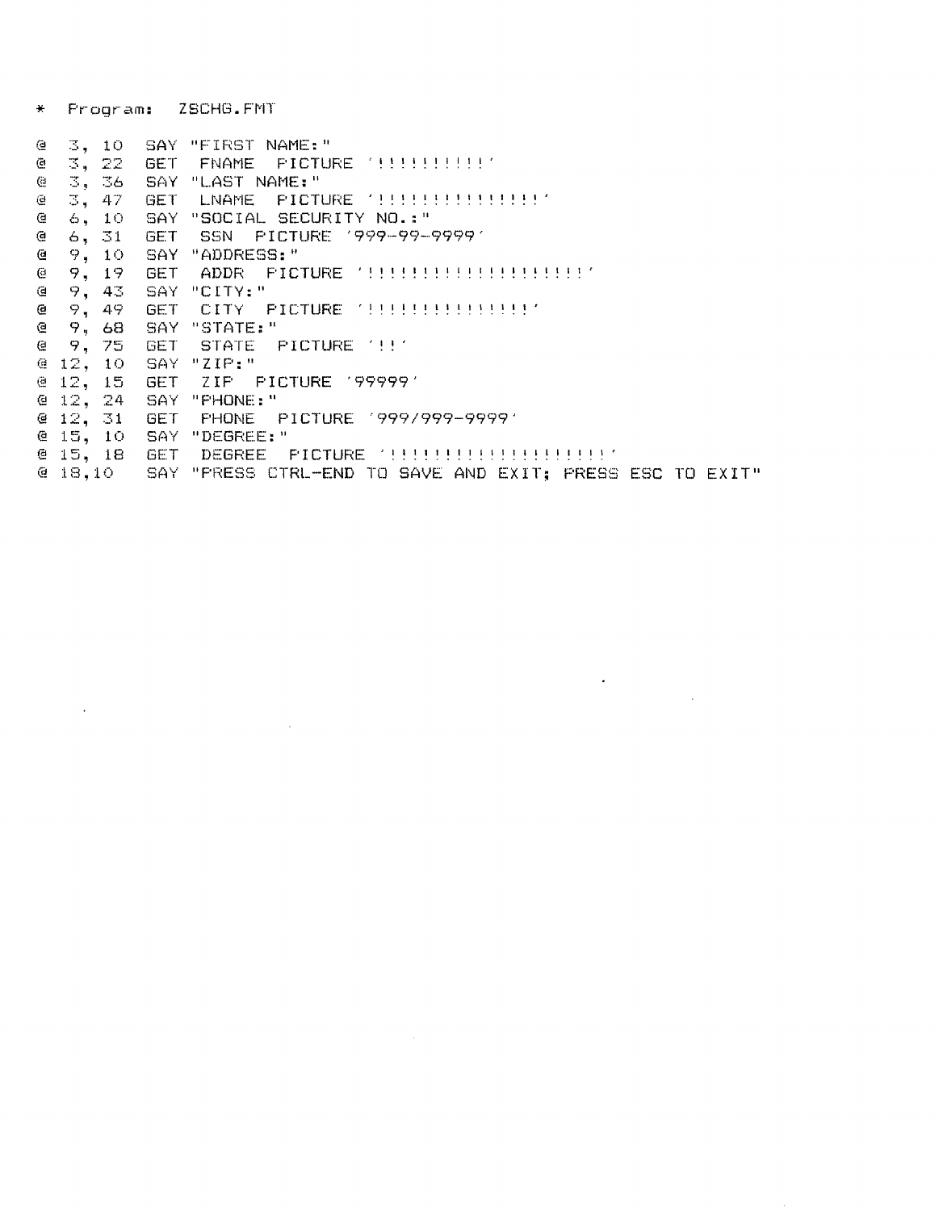```
*  Program:  ZSCHG.FMT

@  3, 10   SAY "FIRST NAME:"
@  3, 22   GET  FNAME  PICTURE '!!!!!!!!!!'
@  3, 36   SAY "LAST NAME:"
@  3, 47   GET  LNAME  PICTURE '!!!!!!!!!!!!!!!'
@  6, 10   SAY "SOCIAL SECURITY NO.:"
@  6, 31   GET  SSN  PICTURE '999-99-9999'
@  9, 10   SAY "ADDRESS:"
@  9, 19   GET  ADDR  PICTURE '!!!!!!!!!!!!!!!!!!!!'
@  9, 43   SAY "CITY:"
@  9, 49   GET  CITY  PICTURE '!!!!!!!!!!!!!!!'
@  9, 68   SAY "STATE:"
@  9, 75   GET  STATE  PICTURE '!!'
@ 12, 10   SAY "ZIP:"
@ 12, 15   GET  ZIP  PICTURE '99999'
@ 12, 24   SAY "PHONE:"
@ 12, 31   GET  PHONE  PICTURE '999/999-9999'
@ 15, 10   SAY "DEGREE:"
@ 15, 18   GET  DEGREE  PICTURE '!!!!!!!!!!!!!!!!!!!!'
@ 18,10    SAY "PRESS CTRL-END TO SAVE AND EXIT; PRESS ESC TO EXIT"
```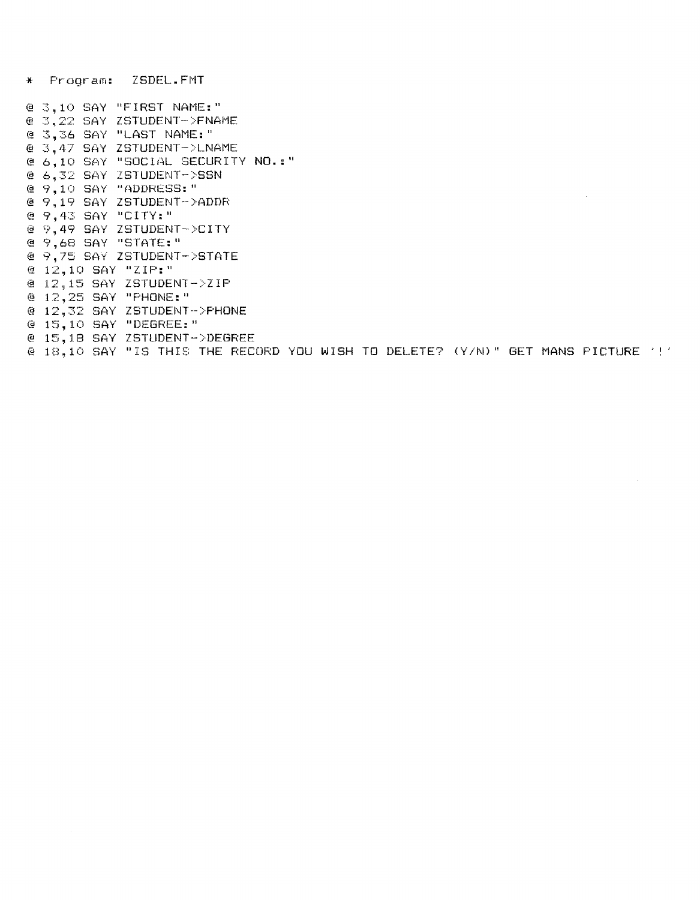```
*  Program:  ZSDEL.FMT

@ 3,10 SAY "FIRST NAME:"
@ 3,22 SAY ZSTUDENT->FNAME
@ 3,36 SAY "LAST NAME:"
@ 3,47 SAY ZSTUDENT->LNAME
@ 6,10 SAY "SOCIAL SECURITY NO.:"
@ 6,32 SAY ZSTUDENT->SSN
@ 9,10 SAY "ADDRESS:"
@ 9,19 SAY ZSTUDENT->ADDR
@ 9,43 SAY "CITY:"
@ 9,49 SAY ZSTUDENT->CITY
@ 9,68 SAY "STATE:"
@ 9,75 SAY ZSTUDENT->STATE
@ 12,10 SAY "ZIP:"
@ 12,15 SAY ZSTUDENT->ZIP
@ 12,25 SAY "PHONE:"
@ 12,32 SAY ZSTUDENT->PHONE
@ 15,10 SAY "DEGREE:"
@ 15,18 SAY ZSTUDENT->DEGREE
@ 18,10 SAY "IS THIS THE RECORD YOU WISH TO DELETE? (Y/N)" GET MANS PICTURE '!'
```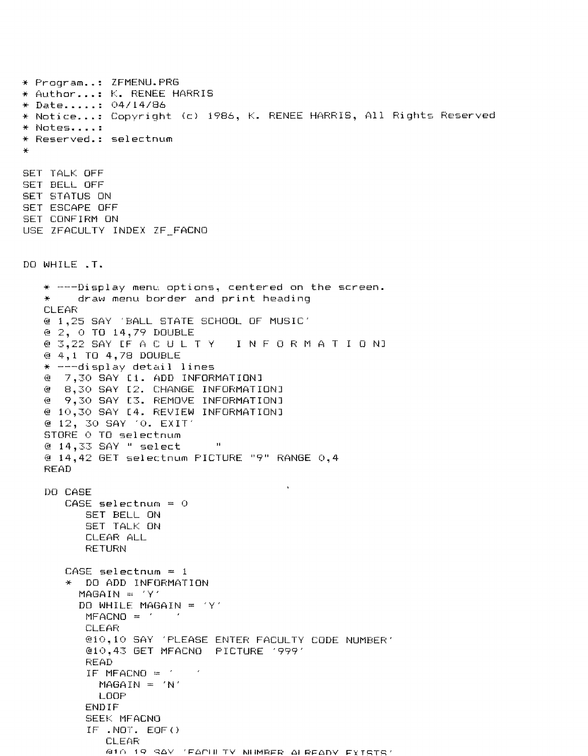```
* Program..: ZFMENU.PRG
* Author...: K. RENEE HARRIS
* Date.....: 04/14/86
* Notice...: Copyright (c) 1986, K. RENEE HARRIS, All Rights Reserved
* Notes....:
* Reserved.: selectnum
*

SET TALK OFF
SET BELL OFF
SET STATUS ON
SET ESCAPE OFF
SET CONFIRM ON
USE ZFACULTY INDEX ZF_FACNO


DO WHILE .T.

   * ---Display menu options, centered on the screen.
   *    draw menu border and print heading
   CLEAR
   @ 1,25 SAY 'BALL STATE SCHOOL OF MUSIC'
   @ 2, 0 TO 14,79 DOUBLE
   @ 3,22 SAY [F A C U L T Y   I N F O R M A T I O N]
   @ 4,1 TO 4,78 DOUBLE
   * ---display detail lines
   @  7,30 SAY [1. ADD INFORMATION]
   @  8,30 SAY [2. CHANGE INFORMATION]
   @  9,30 SAY [3. REMOVE INFORMATION]
   @ 10,30 SAY [4. REVIEW INFORMATION]
   @ 12, 30 SAY '0. EXIT'
   STORE 0 TO selectnum
   @ 14,33 SAY " select      "
   @ 14,42 GET selectnum PICTURE "9" RANGE 0,4
   READ

   DO CASE
      CASE selectnum = 0
         SET BELL ON
         SET TALK ON
         CLEAR ALL
         RETURN

      CASE selectnum = 1
      *  DO ADD INFORMATION
        MAGAIN = 'Y'
        DO WHILE MAGAIN = 'Y'
         MFACNO = '   '
         CLEAR
         @10,10 SAY 'PLEASE ENTER FACULTY CODE NUMBER'
         @10,43 GET MFACNO  PICTURE '999'
         READ
         IF MFACNO = '   '
           MAGAIN = 'N'
           LOOP
         ENDIF
         SEEK MFACNO
         IF .NOT. EOF()
            CLEAR
            @10,19 SAY 'FACULTY NUMBER ALREADY EXISTS'
```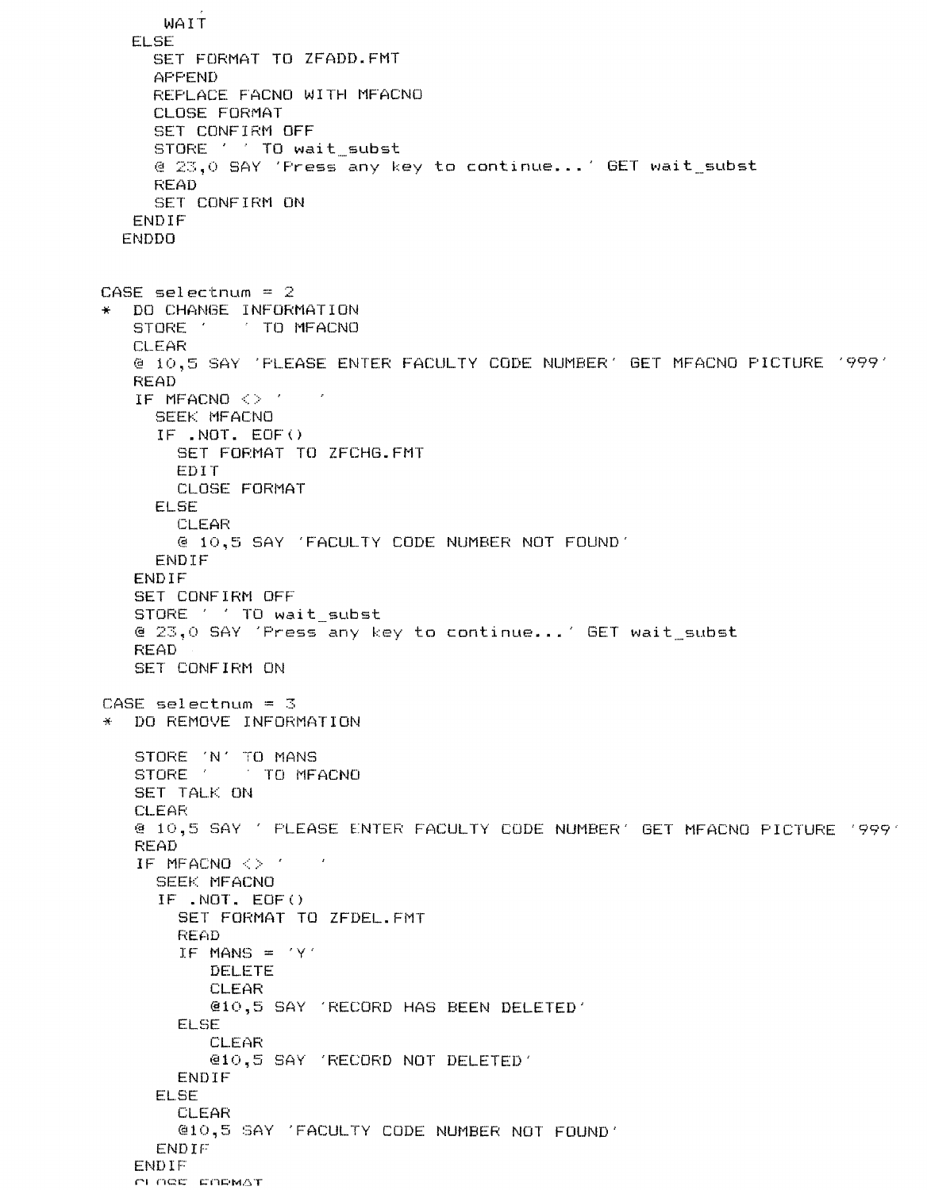```
        WAIT
      ELSE
        SET FORMAT TO ZFADD.FMT
        APPEND
        REPLACE FACNO WITH MFACNO
        CLOSE FORMAT
        SET CONFIRM OFF
        STORE ' ' TO wait_subst
        @ 23,0 SAY 'Press any key to continue...' GET wait_subst
        READ
        SET CONFIRM ON
      ENDIF
    ENDDO


  CASE selectnum = 2
  *  DO CHANGE INFORMATION
     STORE '    ' TO MFACNO
     CLEAR
     @ 10,5 SAY 'PLEASE ENTER FACULTY CODE NUMBER' GET MFACNO PICTURE '999'
     READ
     IF MFACNO <> '    '
       SEEK MFACNO
       IF .NOT. EOF()
         SET FORMAT TO ZFCHG.FMT
         EDIT
         CLOSE FORMAT
       ELSE
         CLEAR
         @ 10,5 SAY 'FACULTY CODE NUMBER NOT FOUND'
       ENDIF
     ENDIF
     SET CONFIRM OFF
     STORE ' ' TO wait_subst
     @ 23,0 SAY 'Press any key to continue...' GET wait_subst
     READ
     SET CONFIRM ON

  CASE selectnum = 3
  *  DO REMOVE INFORMATION

     STORE 'N' TO MANS
     STORE '    ' TO MFACNO
     SET TALK ON
     CLEAR
     @ 10,5 SAY ' PLEASE ENTER FACULTY CODE NUMBER' GET MFACNO PICTURE '999'
     READ
     IF MFACNO <> '    '
       SEEK MFACNO
       IF .NOT. EOF()
         SET FORMAT TO ZFDEL.FMT
         READ
         IF MANS = 'Y'
            DELETE
            CLEAR
            @10,5 SAY 'RECORD HAS BEEN DELETED'
         ELSE
            CLEAR
            @10,5 SAY 'RECORD NOT DELETED'
         ENDIF
       ELSE
         CLEAR
         @10,5 SAY 'FACULTY CODE NUMBER NOT FOUND'
       ENDIF
     ENDIF
     CLOSE FORMAT
```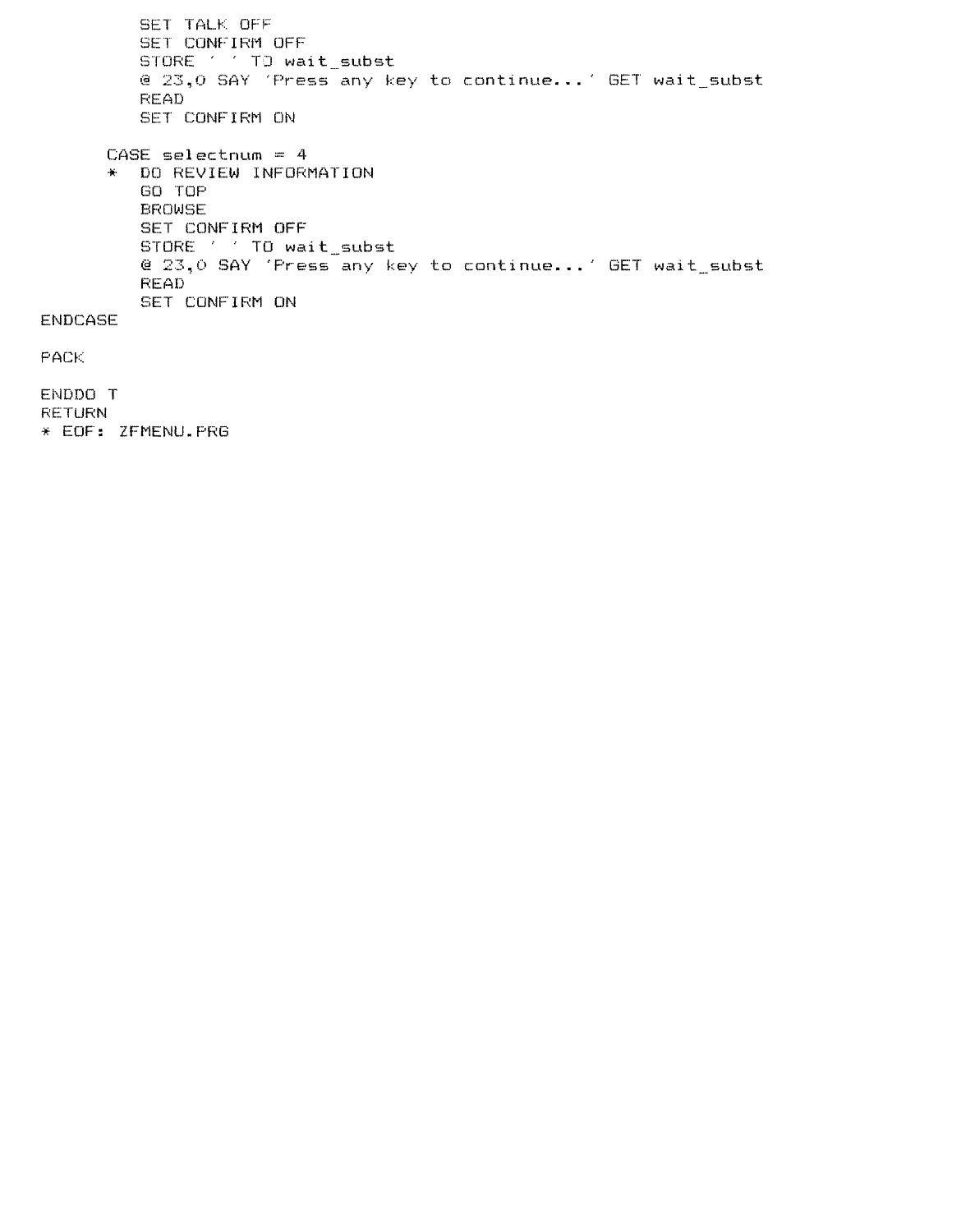```
        SET TALK OFF
        SET CONFIRM OFF
        STORE ' ' TO wait_subst
        @ 23,0 SAY 'Press any key to continue...' GET wait_subst
        READ
        SET CONFIRM ON

     CASE selectnum = 4
     *  DO REVIEW INFORMATION
        GO TOP
        BROWSE
        SET CONFIRM OFF
        STORE ' ' TO wait_subst
        @ 23,0 SAY 'Press any key to continue...' GET wait_subst
        READ
        SET CONFIRM ON
ENDCASE

PACK

ENDDO T
RETURN
* EOF: ZFMENU.PRG
```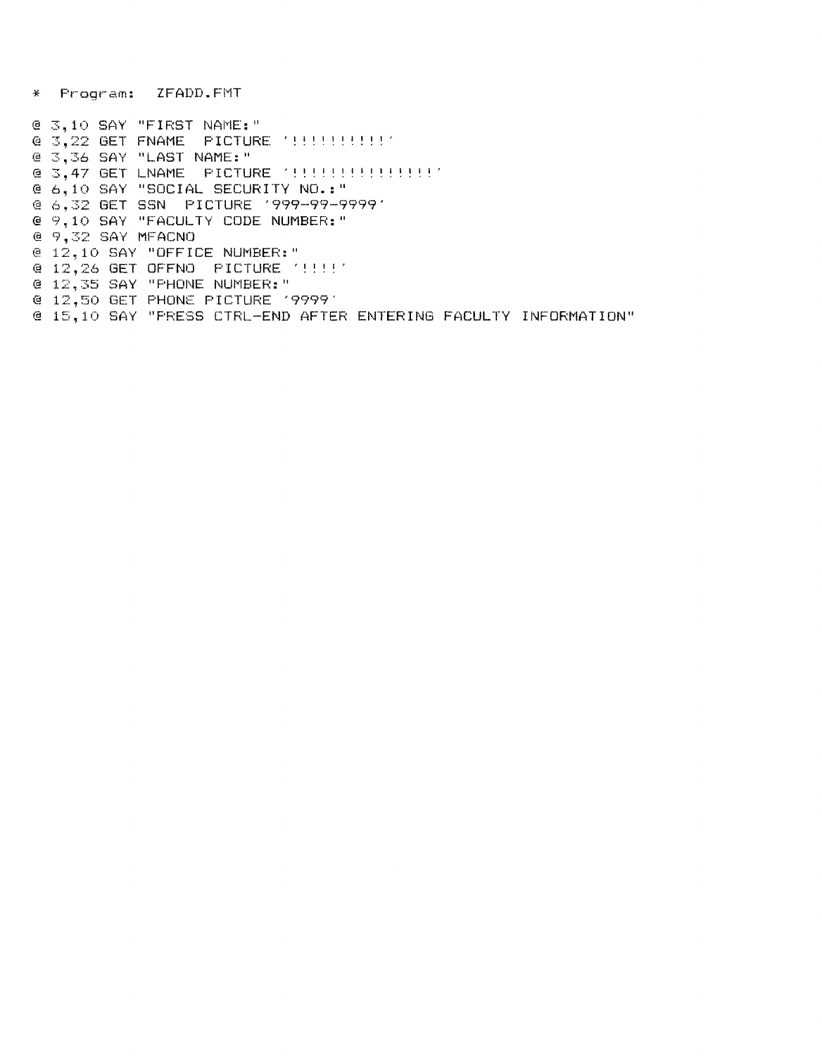```
*  Program:  ZFADD.FMT

@ 3,10 SAY "FIRST NAME:"
@ 3,22 GET FNAME  PICTURE '!!!!!!!!!!'
@ 3,36 SAY "LAST NAME:"
@ 3,47 GET LNAME  PICTURE '!!!!!!!!!!!!!!!'
@ 6,10 SAY "SOCIAL SECURITY NO.:"
@ 6,32 GET SSN  PICTURE '999-99-9999'
@ 9,10 SAY "FACULTY CODE NUMBER:"
@ 9,32 SAY MFACNO
@ 12,10 SAY "OFFICE NUMBER:"
@ 12,26 GET OFFNO  PICTURE '!!!!'
@ 12,35 SAY "PHONE NUMBER:"
@ 12,50 GET PHONE PICTURE '9999'
@ 15,10 SAY "PRESS CTRL-END AFTER ENTERING FACULTY INFORMATION"
```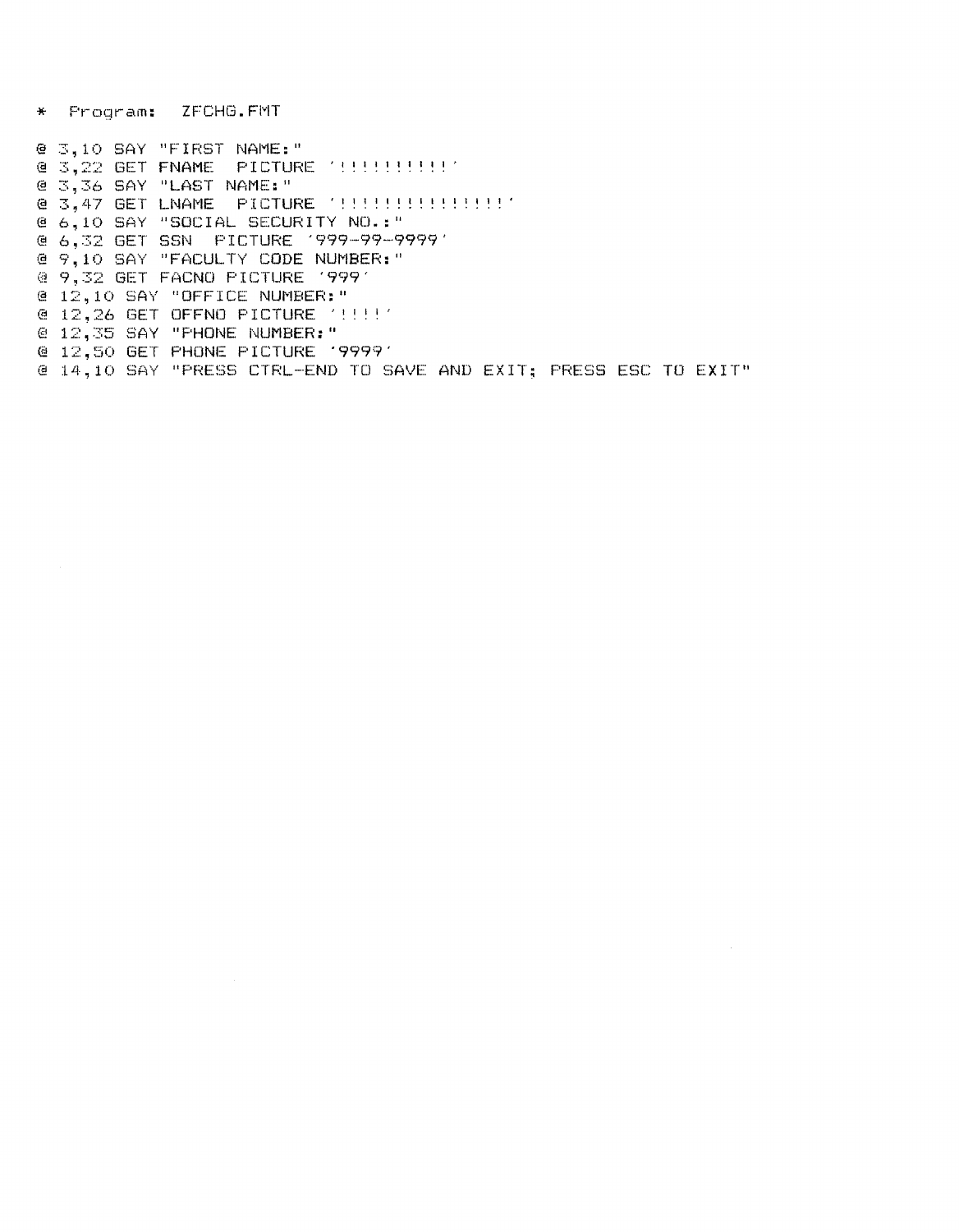```
*  Program:  ZFCHG.FMT

@ 3,10 SAY "FIRST NAME:"
@ 3,22 GET FNAME  PICTURE '!!!!!!!!!!'
@ 3,36 SAY "LAST NAME:"
@ 3,47 GET LNAME  PICTURE '!!!!!!!!!!!!!!!'
@ 6,10 SAY "SOCIAL SECURITY NO.:"
@ 6,32 GET SSN  PICTURE '999-99-9999'
@ 9,10 SAY "FACULTY CODE NUMBER:"
@ 9,32 GET FACNO PICTURE '999'
@ 12,10 SAY "OFFICE NUMBER:"
@ 12,26 GET OFFNO PICTURE '!!!!!'
@ 12,35 SAY "PHONE NUMBER:"
@ 12,50 GET PHONE PICTURE '9999'
@ 14,10 SAY "PRESS CTRL-END TO SAVE AND EXIT; PRESS ESC TO EXIT"
```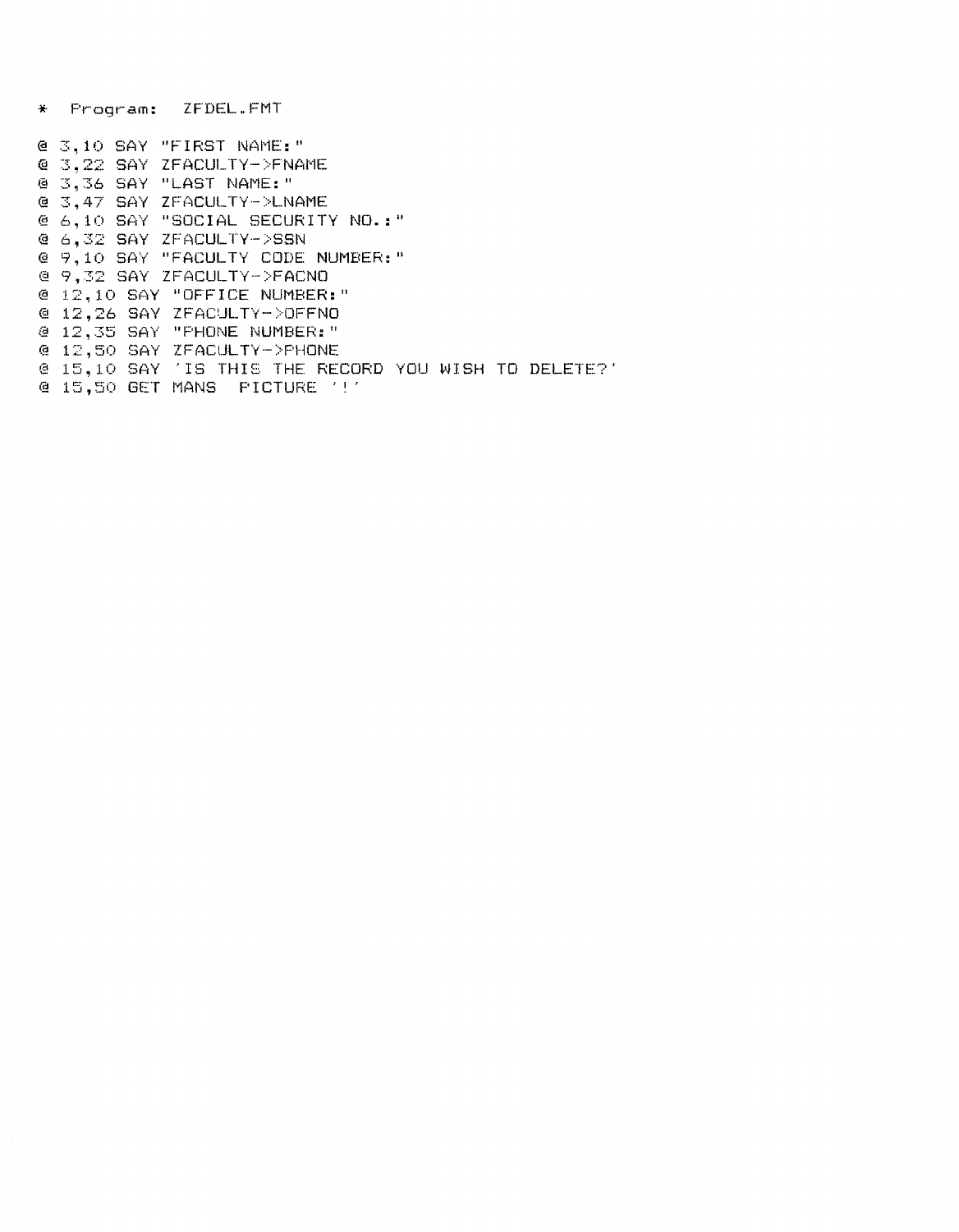```
*  Program:  ZFDEL.FMT

@ 3,10 SAY "FIRST NAME:"
@ 3,22 SAY ZFACULTY->FNAME
@ 3,36 SAY "LAST NAME:"
@ 3,47 SAY ZFACULTY->LNAME
@ 6,10 SAY "SOCIAL SECURITY NO.:"
@ 6,32 SAY ZFACULTY->SSN
@ 9,10 SAY "FACULTY CODE NUMBER:"
@ 9,32 SAY ZFACULTY->FACNO
@ 12,10 SAY "OFFICE NUMBER:"
@ 12,26 SAY ZFACULTY->OFFNO
@ 12,35 SAY "PHONE NUMBER:"
@ 12,50 SAY ZFACULTY->PHONE
@ 15,10 SAY 'IS THIS THE RECORD YOU WISH TO DELETE?'
@ 15,50 GET MANS  PICTURE '!'
```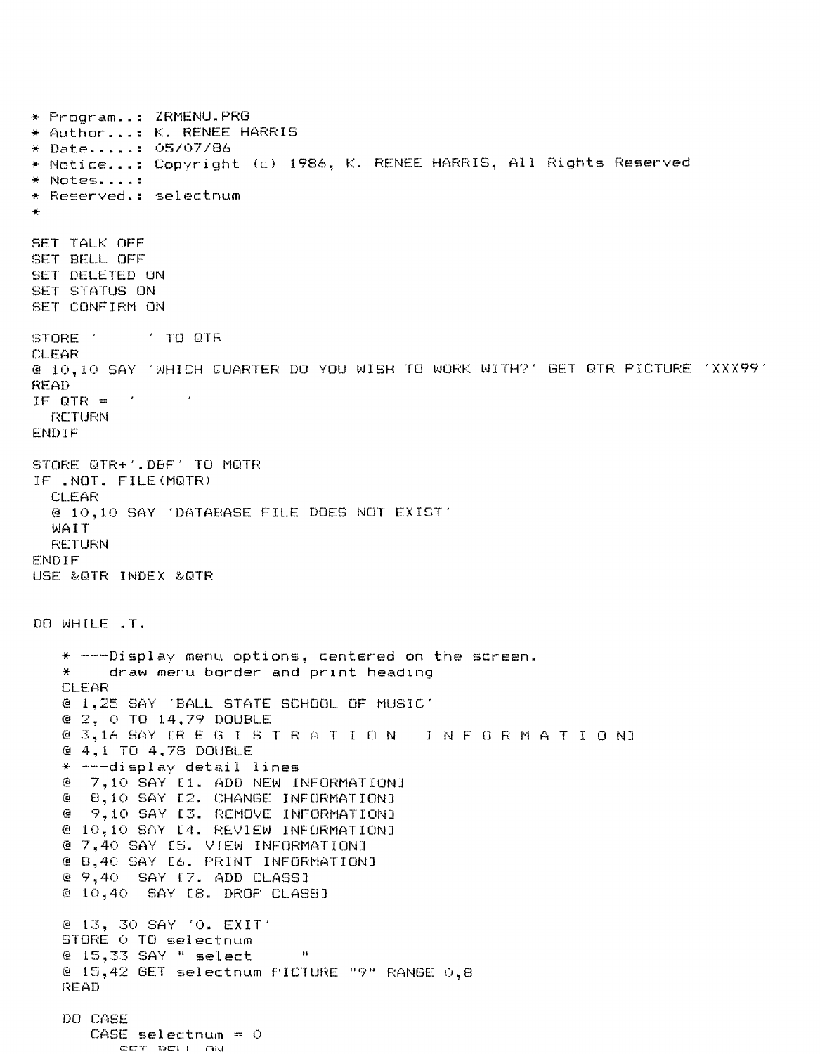```
* Program..: ZRMENU.PRG
* Author...: K. RENEE HARRIS
* Date.....: 05/07/86
* Notice...: Copyright (c) 1986, K. RENEE HARRIS, All Rights Reserved
* Notes....:
* Reserved.: selectnum
*

SET TALK OFF
SET BELL OFF
SET DELETED ON
SET STATUS ON
SET CONFIRM ON

STORE '     ' TO QTR
CLEAR
@ 10,10 SAY 'WHICH QUARTER DO YOU WISH TO WORK WITH?' GET QTR PICTURE 'XXX99'
READ
IF QTR = '     '
  RETURN
ENDIF

STORE QTR+'.DBF' TO MQTR
IF .NOT. FILE(MQTR)
  CLEAR
  @ 10,10 SAY 'DATABASE FILE DOES NOT EXIST'
  WAIT
  RETURN
ENDIF
USE &QTR INDEX &QTR


DO WHILE .T.

   * ---Display menu options, centered on the screen.
   *    draw menu border and print heading
   CLEAR
   @ 1,25 SAY 'BALL STATE SCHOOL OF MUSIC'
   @ 2, 0 TO 14,79 DOUBLE
   @ 3,16 SAY [R E G I S T R A T I O N   I N F O R M A T I O N]
   @ 4,1 TO 4,78 DOUBLE
   * ---display detail lines
   @  7,10 SAY [1. ADD NEW INFORMATION]
   @  8,10 SAY [2. CHANGE INFORMATION]
   @  9,10 SAY [3. REMOVE INFORMATION]
   @ 10,10 SAY [4. REVIEW INFORMATION]
   @ 7,40 SAY [5. VIEW INFORMATION]
   @ 8,40 SAY [6. PRINT INFORMATION]
   @ 9,40  SAY [7. ADD CLASS]
   @ 10,40  SAY [8. DROP CLASS]

   @ 13, 30 SAY '0. EXIT'
   STORE 0 TO selectnum
   @ 15,33 SAY " select     "
   @ 15,42 GET selectnum PICTURE "9" RANGE 0,8
   READ

   DO CASE
      CASE selectnum = 0
         SET BELL ON
```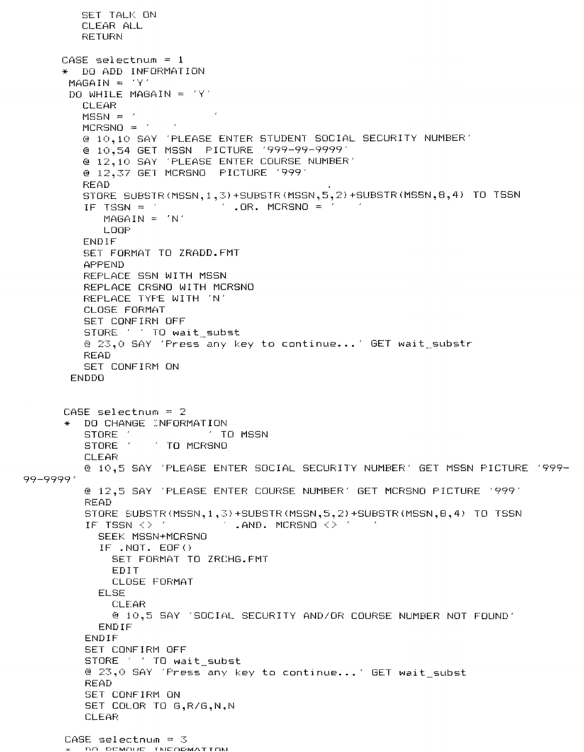```
        SET TALK ON
        CLEAR ALL
        RETURN

      CASE selectnum = 1
      *  DO ADD INFORMATION
       MAGAIN = 'Y'
       DO WHILE MAGAIN = 'Y'
         CLEAR
         MSSN = '           '
         MCRSNO = '   '
         @ 10,10 SAY 'PLEASE ENTER STUDENT SOCIAL SECURITY NUMBER'
         @ 10,54 GET MSSN  PICTURE '999-99-9999'
         @ 12,10 SAY 'PLEASE ENTER COURSE NUMBER'
         @ 12,37 GET MCRSNO  PICTURE '999'
         READ
         STORE SUBSTR(MSSN,1,3)+SUBSTR(MSSN,5,2)+SUBSTR(MSSN,8,4) TO TSSN
         IF TSSN = '         ' .OR. MCRSNO = '   '
            MAGAIN = 'N'
            LOOP
         ENDIF
         SET FORMAT TO ZRADD.FMT
         APPEND
         REPLACE SSN WITH MSSN
         REPLACE CRSNO WITH MCRSNO
         REPLACE TYPE WITH 'N'
         CLOSE FORMAT
         SET CONFIRM OFF
         STORE ' ' TO wait_subst
         @ 23,0 SAY 'Press any key to continue...' GET wait_substr
         READ
         SET CONFIRM ON
       ENDDO


      CASE selectnum = 2
      *  DO CHANGE INFORMATION
         STORE '           ' TO MSSN
         STORE '   ' TO MCRSNO
         CLEAR
         @ 10,5 SAY 'PLEASE ENTER SOCIAL SECURITY NUMBER' GET MSSN PICTURE '999-
99-9999'
         @ 12,5 SAY 'PLEASE ENTER COURSE NUMBER' GET MCRSNO PICTURE '999'
         READ
         STORE SUBSTR(MSSN,1,3)+SUBSTR(MSSN,5,2)+SUBSTR(MSSN,8,4) TO TSSN
         IF TSSN <> '         ' .AND. MCRSNO <> '   '
           SEEK MSSN+MCRSNO
           IF .NOT. EOF()
             SET FORMAT TO ZRCHG.FMT
             EDIT
             CLOSE FORMAT
           ELSE
             CLEAR
             @ 10,5 SAY 'SOCIAL SECURITY AND/OR COURSE NUMBER NOT FOUND'
           ENDIF
         ENDIF
         SET CONFIRM OFF
         STORE ' ' TO wait_subst
         @ 23,0 SAY 'Press any key to continue...' GET wait_subst
         READ
         SET CONFIRM ON
         SET COLOR TO G,R/G,N,N
         CLEAR

      CASE selectnum = 3
      *  DO REMOVE INFORMATION
```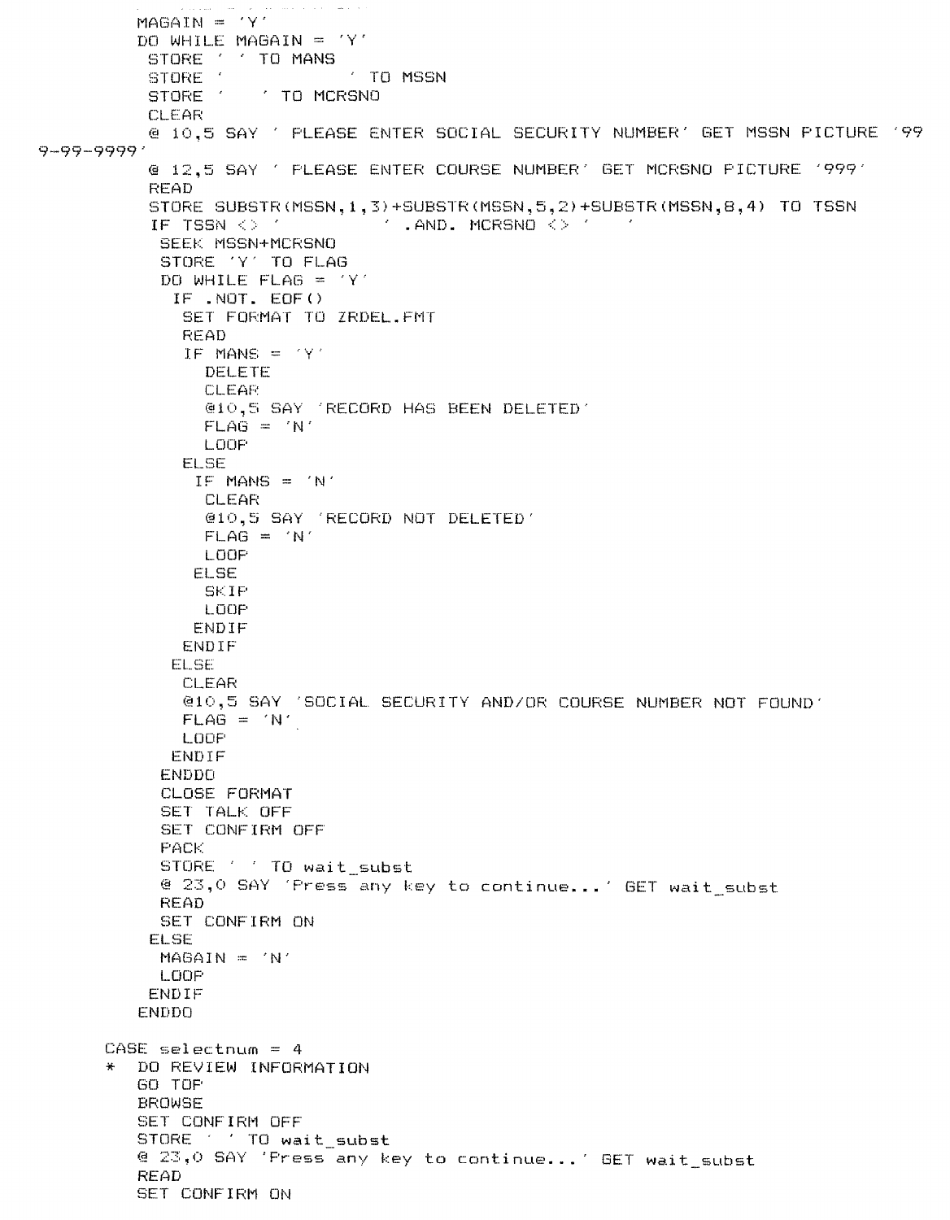```
         MAGAIN = 'Y'
         DO WHILE MAGAIN = 'Y'
          STORE ' ' TO MANS
          STORE '           ' TO MSSN
          STORE '   ' TO MCRSNO
          CLEAR
          @ 10,5 SAY ' PLEASE ENTER SOCIAL SECURITY NUMBER' GET MSSN PICTURE '99
9-99-9999'
          @ 12,5 SAY ' PLEASE ENTER COURSE NUMBER' GET MCRSNO PICTURE '999'
          READ
          STORE SUBSTR(MSSN,1,3)+SUBSTR(MSSN,5,2)+SUBSTR(MSSN,8,4) TO TSSN
          IF TSSN <> '         ' .AND. MCRSNO <> '   '
           SEEK MSSN+MCRSNO
           STORE 'Y' TO FLAG
           DO WHILE FLAG = 'Y'
            IF .NOT. EOF()
             SET FORMAT TO ZRDEL.FMT
             READ
             IF MANS = 'Y'
               DELETE
               CLEAR
               @10,5 SAY 'RECORD HAS BEEN DELETED'
               FLAG = 'N'
               LOOP
             ELSE
              IF MANS = 'N'
               CLEAR
               @10,5 SAY 'RECORD NOT DELETED'
               FLAG = 'N'
               LOOP
              ELSE
               SKIP
               LOOP
              ENDIF
             ENDIF
            ELSE
             CLEAR
             @10,5 SAY 'SOCIAL SECURITY AND/OR COURSE NUMBER NOT FOUND'
             FLAG = 'N'
             LOOP
            ENDIF
           ENDDO
           CLOSE FORMAT
           SET TALK OFF
           SET CONFIRM OFF
           PACK
           STORE ' ' TO wait_subst
           @ 23,0 SAY 'Press any key to continue...' GET wait_subst
           READ
           SET CONFIRM ON
          ELSE
           MAGAIN = 'N'
           LOOP
          ENDIF
         ENDDO

       CASE selectnum = 4
       *  DO REVIEW INFORMATION
          GO TOP
          BROWSE
          SET CONFIRM OFF
          STORE ' ' TO wait_subst
          @ 23,0 SAY 'Press any key to continue...' GET wait_subst
          READ
          SET CONFIRM ON
```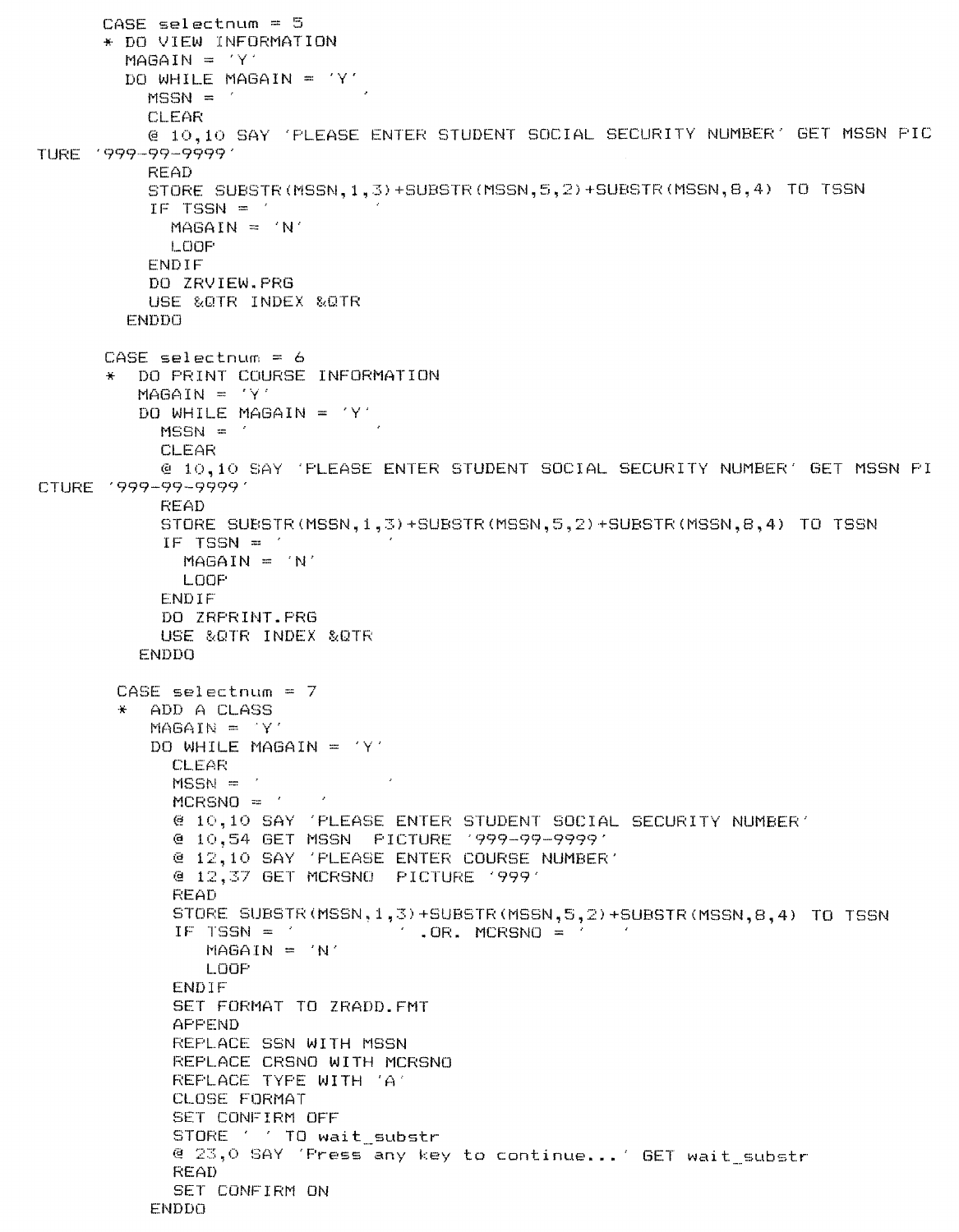```
      CASE selectnum = 5
      * DO VIEW INFORMATION
        MAGAIN = 'Y'
        DO WHILE MAGAIN = 'Y'
          MSSN = '           '
          CLEAR
          @ 10,10 SAY 'PLEASE ENTER STUDENT SOCIAL SECURITY NUMBER' GET MSSN PIC
TURE '999-99-9999'
          READ
          STORE SUBSTR(MSSN,1,3)+SUBSTR(MSSN,5,2)+SUBSTR(MSSN,8,4) TO TSSN
          IF TSSN = '         '
            MAGAIN = 'N'
            LOOP
          ENDIF
          DO ZRVIEW.PRG
          USE &QTR INDEX &QTR
        ENDDO

      CASE selectnum = 6
      *  DO PRINT COURSE INFORMATION
         MAGAIN = 'Y'
         DO WHILE MAGAIN = 'Y'
           MSSN = '           '
           CLEAR
           @ 10,10 SAY 'PLEASE ENTER STUDENT SOCIAL SECURITY NUMBER' GET MSSN PI
CTURE '999-99-9999'
           READ
           STORE SUBSTR(MSSN,1,3)+SUBSTR(MSSN,5,2)+SUBSTR(MSSN,8,4) TO TSSN
           IF TSSN = '         '
             MAGAIN = 'N'
             LOOP
           ENDIF
           DO ZRPRINT.PRG
           USE &QTR INDEX &QTR
         ENDDO

       CASE selectnum = 7
       *  ADD A CLASS
          MAGAIN = 'Y'
          DO WHILE MAGAIN = 'Y'
            CLEAR
            MSSN = '           '
            MCRSNO = '   '
            @ 10,10 SAY 'PLEASE ENTER STUDENT SOCIAL SECURITY NUMBER'
            @ 10,54 GET MSSN  PICTURE '999-99-9999'
            @ 12,10 SAY 'PLEASE ENTER COURSE NUMBER'
            @ 12,37 GET MCRSNO  PICTURE '999'
            READ
            STORE SUBSTR(MSSN,1,3)+SUBSTR(MSSN,5,2)+SUBSTR(MSSN,8,4) TO TSSN
            IF TSSN = '         ' .OR. MCRSNO = '   '
               MAGAIN = 'N'
               LOOP
            ENDIF
            SET FORMAT TO ZRADD.FMT
            APPEND
            REPLACE SSN WITH MSSN
            REPLACE CRSNO WITH MCRSNO
            REPLACE TYPE WITH 'A'
            CLOSE FORMAT
            SET CONFIRM OFF
            STORE ' ' TO wait_substr
            @ 23,0 SAY 'Press any key to continue...' GET wait_substr
            READ
            SET CONFIRM ON
          ENDDO
```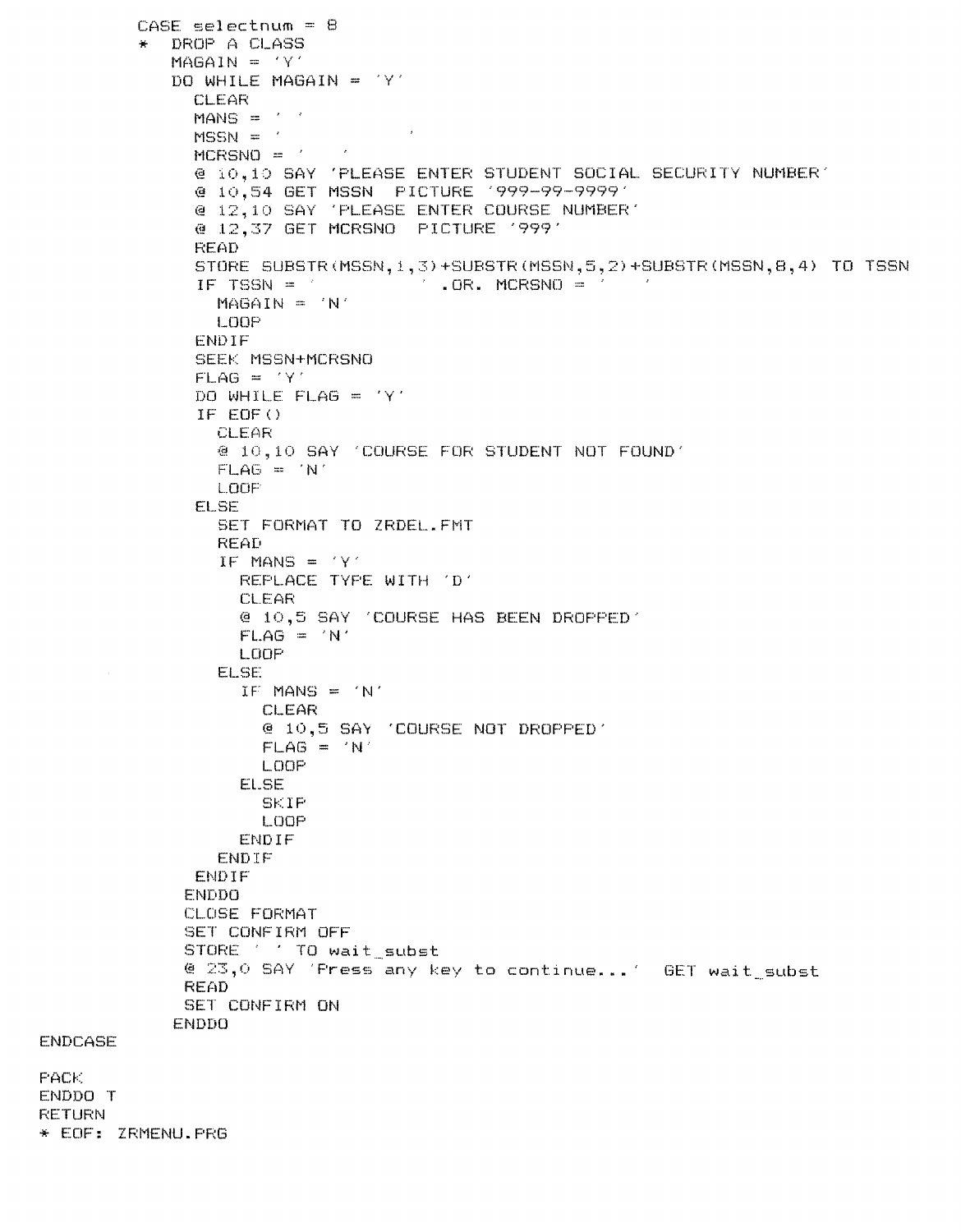```
          CASE selectnum = 8
          *   DROP A CLASS
              MAGAIN = 'Y'
              DO WHILE MAGAIN = 'Y'
                CLEAR
                MANS = ' '
                MSSN = '           '
                MCRSNO = '   '
                @ 10,10 SAY 'PLEASE ENTER STUDENT SOCIAL SECURITY NUMBER'
                @ 10,54 GET MSSN  PICTURE '999-99-9999'
                @ 12,10 SAY 'PLEASE ENTER COURSE NUMBER'
                @ 12,37 GET MCRSNO  PICTURE '999'
                READ
                STORE SUBSTR(MSSN,1,3)+SUBSTR(MSSN,5,2)+SUBSTR(MSSN,8,4) TO TSSN
                IF TSSN = '         ' .OR. MCRSNO = '   '
                  MAGAIN = 'N'
                  LOOP
                ENDIF
                SEEK MSSN+MCRSNO
                FLAG = 'Y'
                DO WHILE FLAG = 'Y'
                IF EOF()
                  CLEAR
                  @ 10,10 SAY 'COURSE FOR STUDENT NOT FOUND'
                  FLAG = 'N'
                  LOOP
                ELSE
                  SET FORMAT TO ZRDEL.FMT
                  READ
                  IF MANS = 'Y'
                    REPLACE TYPE WITH 'D'
                    CLEAR
                    @ 10,5 SAY 'COURSE HAS BEEN DROPPED'
                    FLAG = 'N'
                    LOOP
                  ELSE
                    IF MANS = 'N'
                      CLEAR
                      @ 10,5 SAY 'COURSE NOT DROPPED'
                      FLAG = 'N'
                      LOOP
                    ELSE
                      SKIP
                      LOOP
                    ENDIF
                  ENDIF
                ENDIF
               ENDDO
               CLOSE FORMAT
               SET CONFIRM OFF
               STORE ' ' TO wait_subst
               @ 23,0 SAY 'Press any key to continue...'  GET wait_subst
               READ
               SET CONFIRM ON
              ENDDO
ENDCASE

PACK
ENDDO T
RETURN
* EOF: ZRMENU.PRG
```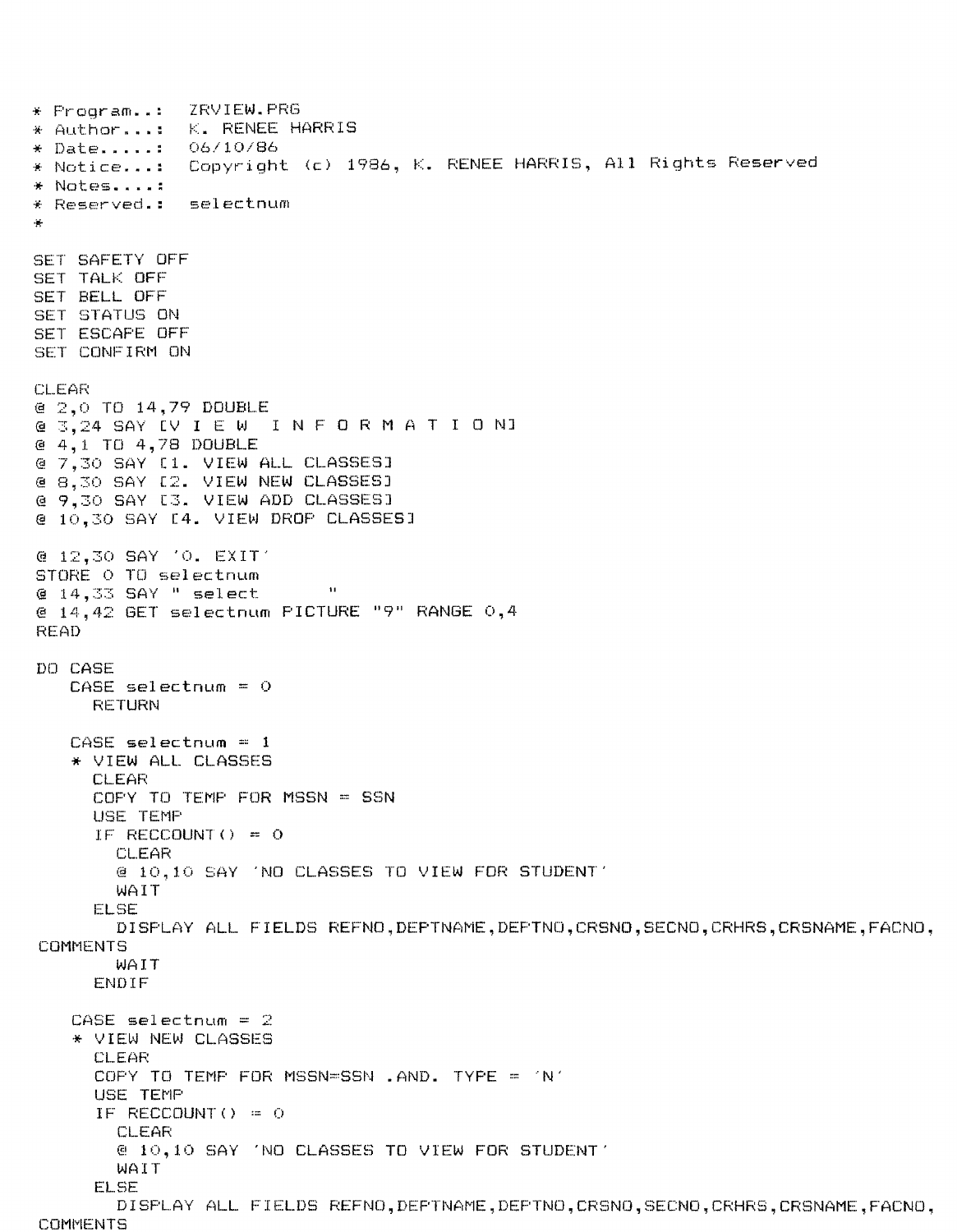```
* Program..:  ZRVIEW.PRG
* Author...:  K. RENEE HARRIS
* Date.....:  06/10/86
* Notice...:  Copyright (c) 1986, K. RENEE HARRIS, All Rights Reserved
* Notes....:
* Reserved.:  selectnum
*

SET SAFETY OFF
SET TALK OFF
SET BELL OFF
SET STATUS ON
SET ESCAPE OFF
SET CONFIRM ON

CLEAR
@ 2,0 TO 14,79 DOUBLE
@ 3,24 SAY [V I E W   I N F O R M A T I O N]
@ 4,1 TO 4,78 DOUBLE
@ 7,30 SAY [1. VIEW ALL CLASSES]
@ 8,30 SAY [2. VIEW NEW CLASSES]
@ 9,30 SAY [3. VIEW ADD CLASSES]
@ 10,30 SAY [4. VIEW DROP CLASSES]

@ 12,30 SAY '0. EXIT'
STORE 0 TO selectnum
@ 14,33 SAY " select       "
@ 14,42 GET selectnum PICTURE "9" RANGE 0,4
READ

DO CASE
   CASE selectnum = 0
     RETURN

   CASE selectnum = 1
   * VIEW ALL CLASSES
     CLEAR
     COPY TO TEMP FOR MSSN = SSN
     USE TEMP
     IF RECCOUNT() = 0
       CLEAR
       @ 10,10 SAY 'NO CLASSES TO VIEW FOR STUDENT'
       WAIT
     ELSE
       DISPLAY ALL FIELDS REFNO,DEPTNAME,DEPTNO,CRSNO,SECNO,CRHRS,CRSNAME,FACNO,
COMMENTS
       WAIT
     ENDIF

   CASE selectnum = 2
   * VIEW NEW CLASSES
     CLEAR
     COPY TO TEMP FOR MSSN=SSN .AND. TYPE = 'N'
     USE TEMP
     IF RECCOUNT() = 0
       CLEAR
       @ 10,10 SAY 'NO CLASSES TO VIEW FOR STUDENT'
       WAIT
     ELSE
       DISPLAY ALL FIELDS REFNO,DEPTNAME,DEPTNO,CRSNO,SECNO,CRHRS,CRSNAME,FACNO,
COMMENTS
```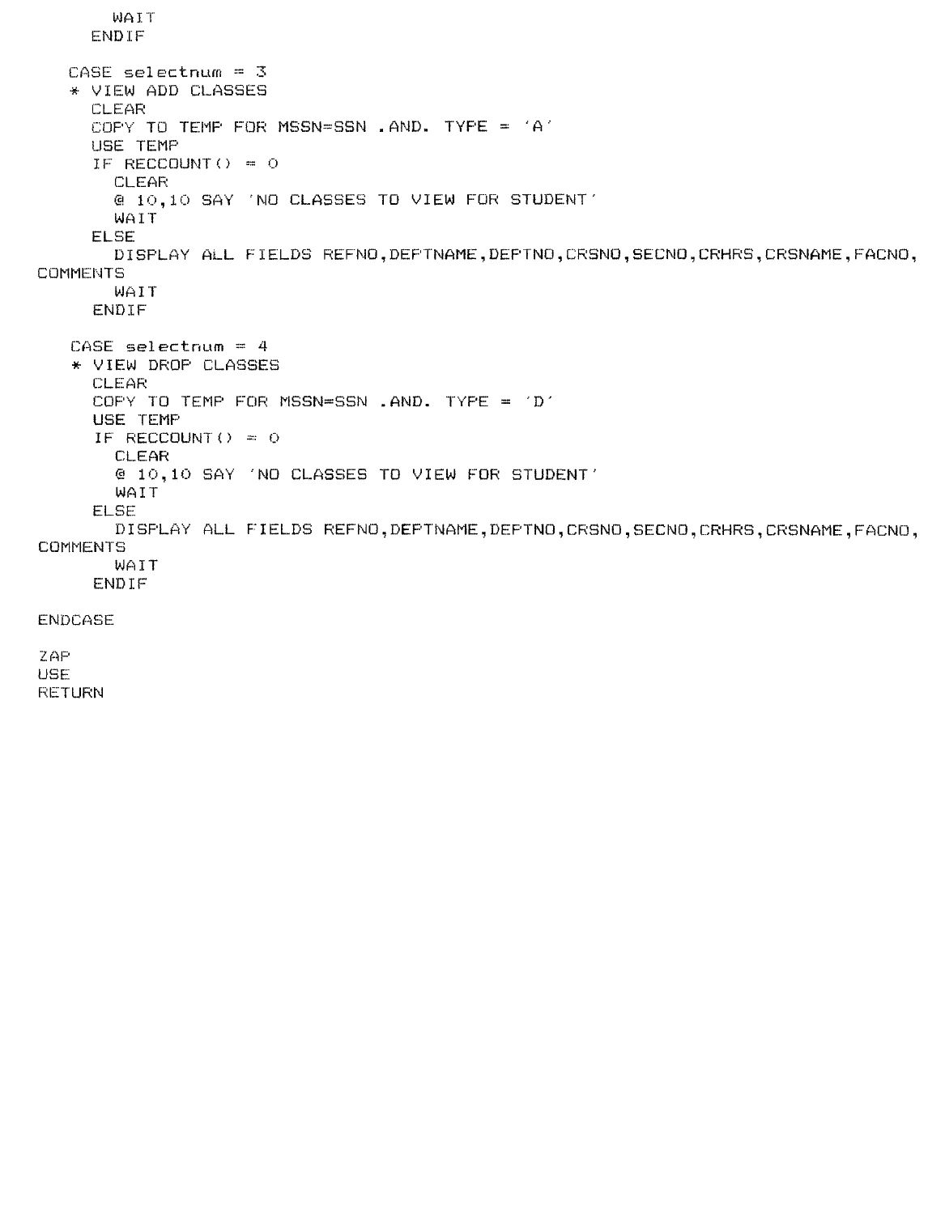```
        WAIT
      ENDIF

   CASE selectnum = 3
   * VIEW ADD CLASSES
      CLEAR
      COPY TO TEMP FOR MSSN=SSN .AND. TYPE = 'A'
      USE TEMP
      IF RECCOUNT() = 0
        CLEAR
        @ 10,10 SAY 'NO CLASSES TO VIEW FOR STUDENT'
        WAIT
      ELSE
        DISPLAY ALL FIELDS REFNO,DEPTNAME,DEPTNO,CRSNO,SECNO,CRHRS,CRSNAME,FACNO,
COMMENTS
        WAIT
      ENDIF

   CASE selectnum = 4
   * VIEW DROP CLASSES
      CLEAR
      COPY TO TEMP FOR MSSN=SSN .AND. TYPE = 'D'
      USE TEMP
      IF RECCOUNT() = 0
        CLEAR
        @ 10,10 SAY 'NO CLASSES TO VIEW FOR STUDENT'
        WAIT
      ELSE
        DISPLAY ALL FIELDS REFNO,DEPTNAME,DEPTNO,CRSNO,SECNO,CRHRS,CRSNAME,FACNO,
COMMENTS
        WAIT
      ENDIF

ENDCASE

ZAP
USE
RETURN
```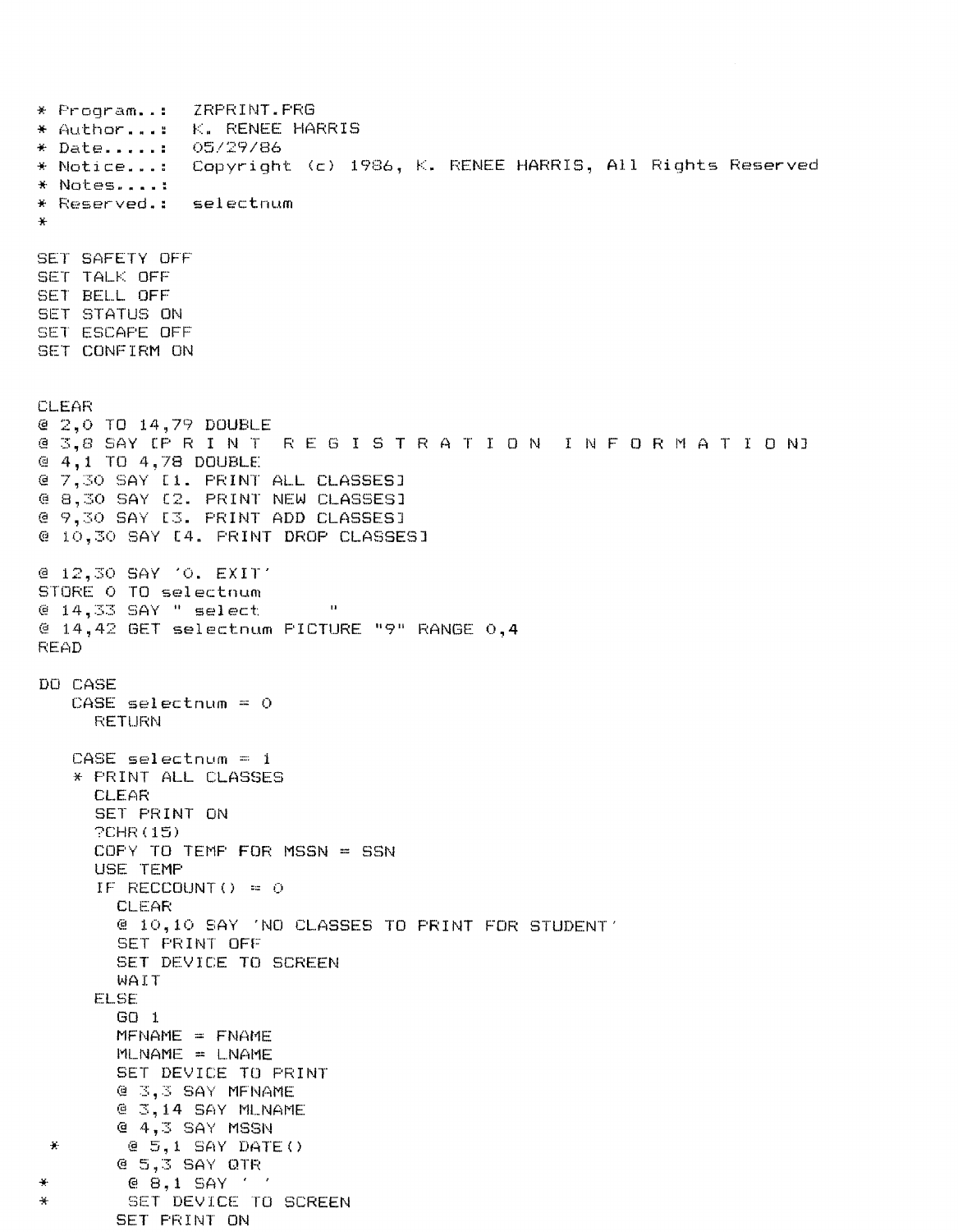```
* Program..:  ZRPRINT.PRG
* Author...:  K. RENEE HARRIS
* Date.....:  05/29/86
* Notice...:  Copyright (c) 1986, K. RENEE HARRIS, All Rights Reserved
* Notes....:
* Reserved.:  selectnum
*

SET SAFETY OFF
SET TALK OFF
SET BELL OFF
SET STATUS ON
SET ESCAPE OFF
SET CONFIRM ON


CLEAR
@ 2,0 TO 14,79 DOUBLE
@ 3,8 SAY [P R I N T   R E G I S T R A T I O N   I N F O R M A T I O N]
@ 4,1 TO 4,78 DOUBLE
@ 7,30 SAY [1. PRINT ALL CLASSES]
@ 8,30 SAY [2. PRINT NEW CLASSES]
@ 9,30 SAY [3. PRINT ADD CLASSES]
@ 10,30 SAY [4. PRINT DROP CLASSES]

@ 12,30 SAY '0. EXIT'
STORE 0 TO selectnum
@ 14,33 SAY " select       "
@ 14,42 GET selectnum PICTURE "9" RANGE 0,4
READ

DO CASE
   CASE selectnum = 0
     RETURN

   CASE selectnum = 1
   * PRINT ALL CLASSES
     CLEAR
     SET PRINT ON
     ?CHR(15)
     COPY TO TEMP FOR MSSN = SSN
     USE TEMP
     IF RECCOUNT() = 0
       CLEAR
       @ 10,10 SAY 'NO CLASSES TO PRINT FOR STUDENT'
       SET PRINT OFF
       SET DEVICE TO SCREEN
       WAIT
     ELSE
       GO 1
       MFNAME = FNAME
       MLNAME = LNAME
       SET DEVICE TO PRINT
       @ 3,3 SAY MFNAME
       @ 3,14 SAY MLNAME
       @ 4,3 SAY MSSN
 *      @ 5,1 SAY DATE()
       @ 5,3 SAY QTR
*       @ 8,1 SAY ' '
*       SET DEVICE TO SCREEN
       SET PRINT ON
```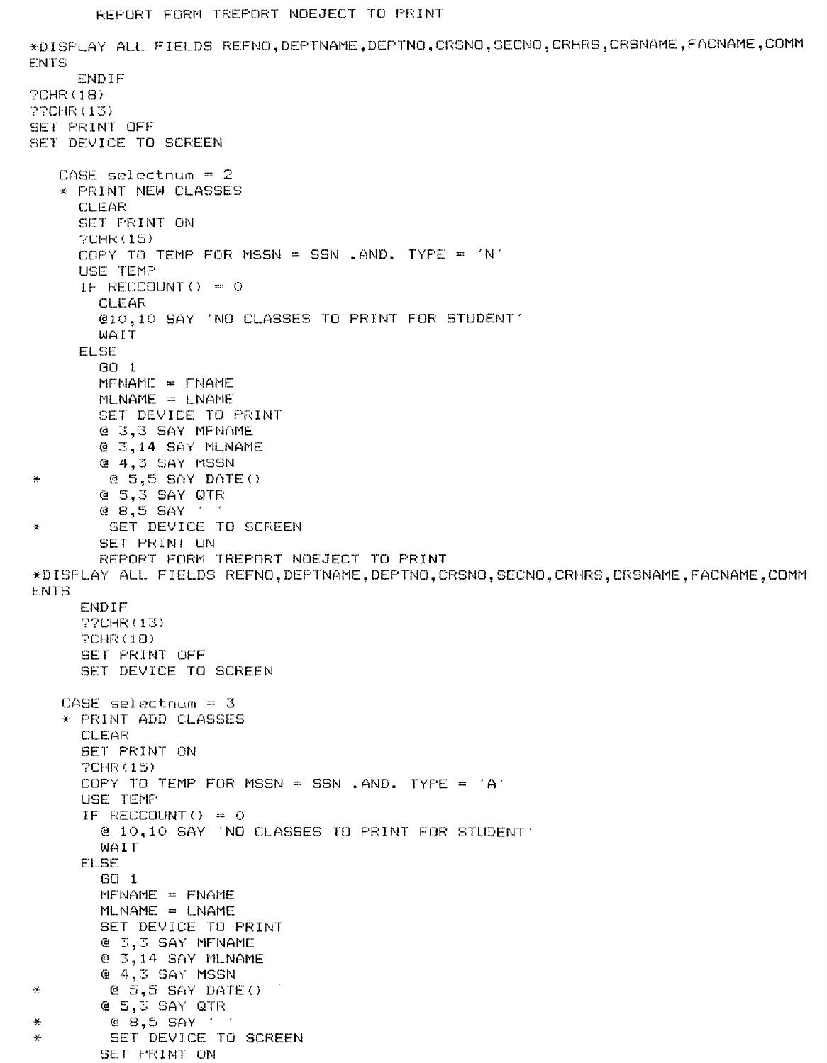```
        REPORT FORM TREPORT NOEJECT TO PRINT

*DISPLAY ALL FIELDS REFNO,DEPTNAME,DEPTNO,CRSNO,SECNO,CRHRS,CRSNAME,FACNAME,COMM
ENTS
     ENDIF
?CHR(18)
??CHR(13)
SET PRINT OFF
SET DEVICE TO SCREEN

    CASE selectnum = 2
    * PRINT NEW CLASSES
      CLEAR
      SET PRINT ON
      ?CHR(15)
      COPY TO TEMP FOR MSSN = SSN .AND. TYPE = 'N'
      USE TEMP
      IF RECCOUNT() = 0
        CLEAR
        @10,10 SAY 'NO CLASSES TO PRINT FOR STUDENT'
        WAIT
      ELSE
        GO 1
        MFNAME = FNAME
        MLNAME = LNAME
        SET DEVICE TO PRINT
        @ 3,3 SAY MFNAME
        @ 3,14 SAY MLNAME
        @ 4,3 SAY MSSN
*        @ 5,5 SAY DATE()
        @ 5,3 SAY QTR
        @ 8,5 SAY ' '
*        SET DEVICE TO SCREEN
        SET PRINT ON
        REPORT FORM TREPORT NOEJECT TO PRINT
*DISPLAY ALL FIELDS REFNO,DEPTNAME,DEPTNO,CRSNO,SECNO,CRHRS,CRSNAME,FACNAME,COMM
ENTS
      ENDIF
      ??CHR(13)
      ?CHR(18)
      SET PRINT OFF
      SET DEVICE TO SCREEN

    CASE selectnum = 3
    * PRINT ADD CLASSES
      CLEAR
      SET PRINT ON
      ?CHR(15)
      COPY TO TEMP FOR MSSN = SSN .AND. TYPE = 'A'
      USE TEMP
      IF RECCOUNT() = 0
        @ 10,10 SAY 'NO CLASSES TO PRINT FOR STUDENT'
        WAIT
      ELSE
        GO 1
        MFNAME = FNAME
        MLNAME = LNAME
        SET DEVICE TO PRINT
        @ 3,3 SAY MFNAME
        @ 3,14 SAY MLNAME
        @ 4,3 SAY MSSN
*        @ 5,5 SAY DATE()
        @ 5,3 SAY QTR
*        @ 8,5 SAY ' '
*        SET DEVICE TO SCREEN
        SET PRINT ON
```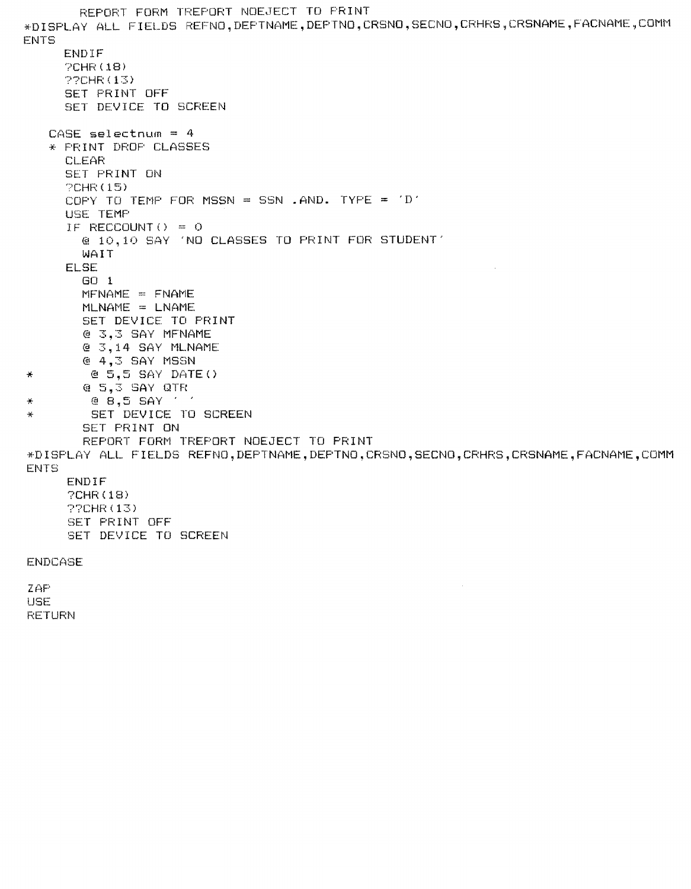```
        REPORT FORM TREPORT NOEJECT TO PRINT
*DISPLAY ALL FIELDS REFNO,DEPTNAME,DEPTNO,CRSNO,SECNO,CRHRS,CRSNAME,FACNAME,COMM
ENTS
      ENDIF
      ?CHR(18)
      ??CHR(13)
      SET PRINT OFF
      SET DEVICE TO SCREEN

    CASE selectnum = 4
    * PRINT DROP CLASSES
      CLEAR
      SET PRINT ON
      ?CHR(15)
      COPY TO TEMP FOR MSSN = SSN .AND. TYPE = 'D'
      USE TEMP
      IF RECCOUNT() = 0
        @ 10,10 SAY 'NO CLASSES TO PRINT FOR STUDENT'
        WAIT
      ELSE
        GO 1
        MFNAME = FNAME
        MLNAME = LNAME
        SET DEVICE TO PRINT
        @ 3,3 SAY MFNAME
        @ 3,14 SAY MLNAME
        @ 4,3 SAY MSSN
*        @ 5,5 SAY DATE()
        @ 5,3 SAY QTR
*        @ 8,5 SAY ' '
*        SET DEVICE TO SCREEN
        SET PRINT ON
        REPORT FORM TREPORT NOEJECT TO PRINT
*DISPLAY ALL FIELDS REFNO,DEPTNAME,DEPTNO,CRSNO,SECNO,CRHRS,CRSNAME,FACNAME,COMM
ENTS
      ENDIF
      ?CHR(18)
      ??CHR(13)
      SET PRINT OFF
      SET DEVICE TO SCREEN

ENDCASE

ZAP
USE
RETURN
```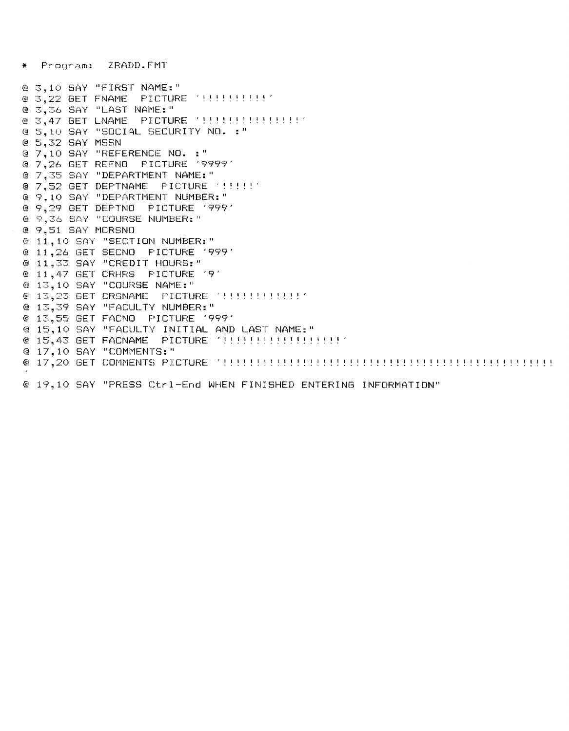```
*  Program:  ZRADD.FMT

@ 3,10 SAY "FIRST NAME:"
@ 3,22 GET FNAME  PICTURE '!!!!!!!!!!'
@ 3,36 SAY "LAST NAME:"
@ 3,47 GET LNAME  PICTURE '!!!!!!!!!!!!!!!'
@ 5,10 SAY "SOCIAL SECURITY NO. :"
@ 5,32 SAY MSSN
@ 7,10 SAY "REFERENCE NO. :"
@ 7,26 GET REFNO  PICTURE '9999'
@ 7,35 SAY "DEPARTMENT NAME:"
@ 7,52 GET DEPTNAME  PICTURE '!!!!!'
@ 9,10 SAY "DEPARTMENT NUMBER:"
@ 9,29 GET DEPTNO  PICTURE '999'
@ 9,36 SAY "COURSE NUMBER:"
@ 9,51 SAY MCRSNO
@ 11,10 SAY "SECTION NUMBER:"
@ 11,26 GET SECNO  PICTURE '999'
@ 11,33 SAY "CREDIT HOURS:"
@ 11,47 GET CRHRS  PICTURE '9'
@ 13,10 SAY "COURSE NAME:"
@ 13,23 GET CRSNAME  PICTURE '!!!!!!!!!!!!'
@ 13,39 SAY "FACULTY NUMBER:"
@ 13,55 GET FACNO  PICTURE '999'
@ 15,10 SAY "FACULTY INITIAL AND LAST NAME:"
@ 15,43 GET FACNAME  PICTURE '!!!!!!!!!!!!!!!!!!'
@ 17,10 SAY "COMMENTS:"
@ 17,20 GET COMMENTS PICTURE '!!!!!!!!!!!!!!!!!!!!!!!!!!!!!!!!!!!!!!!!!!!!!!!!!!
'
@ 19,10 SAY "PRESS Ctrl-End WHEN FINISHED ENTERING INFORMATION"
```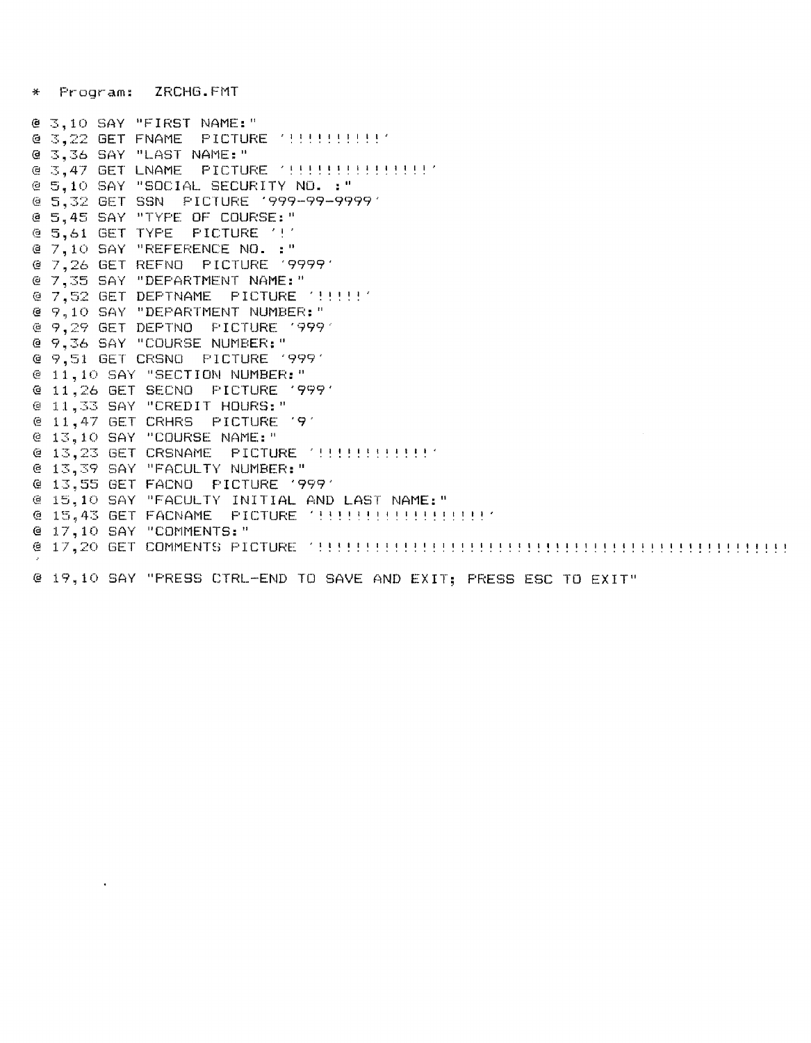```
*  Program:  ZRCHG.FMT

@ 3,10 SAY "FIRST NAME:"
@ 3,22 GET FNAME  PICTURE '!!!!!!!!!!'
@ 3,36 SAY "LAST NAME:"
@ 3,47 GET LNAME  PICTURE '!!!!!!!!!!!!!!!'
@ 5,10 SAY "SOCIAL SECURITY NO. :"
@ 5,32 GET SSN  PICTURE '999-99-9999'
@ 5,45 SAY "TYPE OF COURSE:"
@ 5,61 GET TYPE  PICTURE '!'
@ 7,10 SAY "REFERENCE NO. :"
@ 7,26 GET REFNO  PICTURE '9999'
@ 7,35 SAY "DEPARTMENT NAME:"
@ 7,52 GET DEPTNAME  PICTURE '!!!!!'
@ 9,10 SAY "DEPARTMENT NUMBER:"
@ 9,29 GET DEPTNO  PICTURE '999'
@ 9,36 SAY "COURSE NUMBER:"
@ 9,51 GET CRSNO  PICTURE '999'
@ 11,10 SAY "SECTION NUMBER:"
@ 11,26 GET SECNO  PICTURE '999'
@ 11,33 SAY "CREDIT HOURS:"
@ 11,47 GET CRHRS  PICTURE '9'
@ 13,10 SAY "COURSE NAME:"
@ 13,23 GET CRSNAME  PICTURE '!!!!!!!!!!!!'
@ 13,39 SAY "FACULTY NUMBER:"
@ 13,55 GET FACNO  PICTURE '999'
@ 15,10 SAY "FACULTY INITIAL AND LAST NAME:"
@ 15,43 GET FACNAME  PICTURE '!!!!!!!!!!!!!!!!!!'
@ 17,10 SAY "COMMENTS:"
@ 17,20 GET COMMENTS PICTURE '!!!!!!!!!!!!!!!!!!!!!!!!!!!!!!!!!!!!!!!!!!!!!!!!!!
'
@ 19,10 SAY "PRESS CTRL-END TO SAVE AND EXIT; PRESS ESC TO EXIT"
```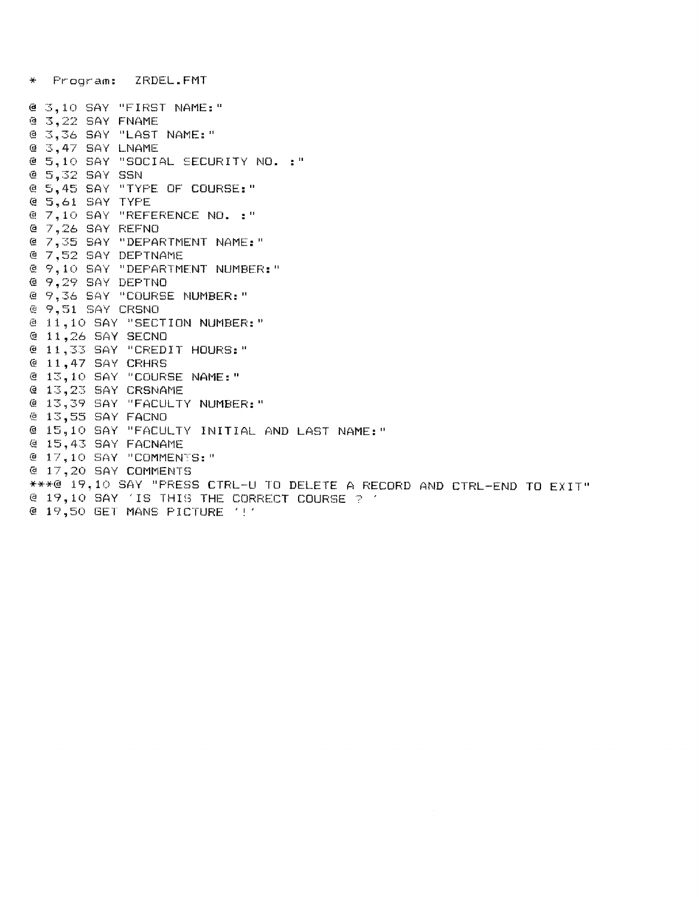```
*  Program:  ZRDEL.FMT

@ 3,10 SAY "FIRST NAME:"
@ 3,22 SAY FNAME
@ 3,36 SAY "LAST NAME:"
@ 3,47 SAY LNAME
@ 5,10 SAY "SOCIAL SECURITY NO. :"
@ 5,32 SAY SSN
@ 5,45 SAY "TYPE OF COURSE:"
@ 5,61 SAY TYPE
@ 7,10 SAY "REFERENCE NO. :"
@ 7,26 SAY REFNO
@ 7,35 SAY "DEPARTMENT NAME:"
@ 7,52 SAY DEPTNAME
@ 9,10 SAY "DEPARTMENT NUMBER:"
@ 9,29 SAY DEPTNO
@ 9,36 SAY "COURSE NUMBER:"
@ 9,51 SAY CRSNO
@ 11,10 SAY "SECTION NUMBER:"
@ 11,26 SAY SECNO
@ 11,33 SAY "CREDIT HOURS:"
@ 11,47 SAY CRHRS
@ 13,10 SAY "COURSE NAME:"
@ 13,23 SAY CRSNAME
@ 13,39 SAY "FACULTY NUMBER:"
@ 13,55 SAY FACNO
@ 15,10 SAY "FACULTY INITIAL AND LAST NAME:"
@ 15,43 SAY FACNAME
@ 17,10 SAY "COMMENTS:"
@ 17,20 SAY COMMENTS
***@ 19,10 SAY "PRESS CTRL-U TO DELETE A RECORD AND CTRL-END TO EXIT"
@ 19,10 SAY 'IS THIS THE CORRECT COURSE ? '
@ 19,50 GET MANS PICTURE '!'
```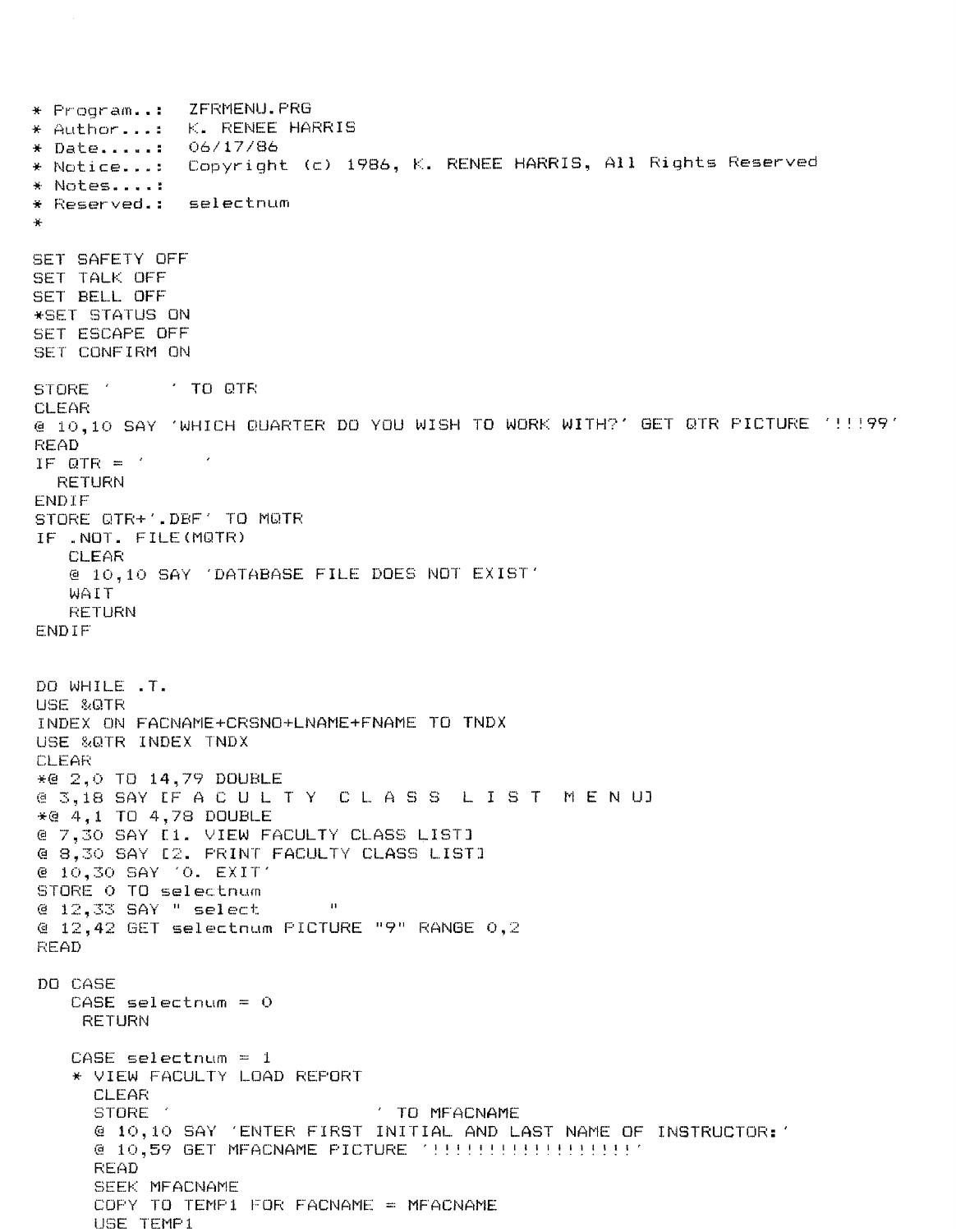```
* Program..:  ZFRMENU.PRG
* Author...:  K. RENEE HARRIS
* Date.....:  06/17/86
* Notice...:  Copyright (c) 1986, K. RENEE HARRIS, All Rights Reserved
* Notes....:
* Reserved.:  selectnum
*

SET SAFETY OFF
SET TALK OFF
SET BELL OFF
*SET STATUS ON
SET ESCAPE OFF
SET CONFIRM ON

STORE '     ' TO QTR
CLEAR
@ 10,10 SAY 'WHICH QUARTER DO YOU WISH TO WORK WITH?' GET QTR PICTURE '!!!99'
READ
IF QTR = '     '
  RETURN
ENDIF
STORE QTR+'.DBF' TO MQTR
IF .NOT. FILE(MQTR)
   CLEAR
   @ 10,10 SAY 'DATABASE FILE DOES NOT EXIST'
   WAIT
   RETURN
ENDIF


DO WHILE .T.
USE &QTR
INDEX ON FACNAME+CRSNO+LNAME+FNAME TO TNDX
USE &QTR INDEX TNDX
CLEAR
*@ 2,0 TO 14,79 DOUBLE
@ 3,18 SAY [F A C U L T Y  C L A S S  L I S T  M E N U]
*@ 4,1 TO 4,78 DOUBLE
@ 7,30 SAY [1. VIEW FACULTY CLASS LIST]
@ 8,30 SAY [2. PRINT FACULTY CLASS LIST]
@ 10,30 SAY '0. EXIT'
STORE 0 TO selectnum
@ 12,33 SAY " select       "
@ 12,42 GET selectnum PICTURE "9" RANGE 0,2
READ

DO CASE
   CASE selectnum = 0
    RETURN

   CASE selectnum = 1
   * VIEW FACULTY LOAD REPORT
     CLEAR
     STORE '                  ' TO MFACNAME
     @ 10,10 SAY 'ENTER FIRST INITIAL AND LAST NAME OF INSTRUCTOR:'
     @ 10,59 GET MFACNAME PICTURE '!!!!!!!!!!!!!!!!!!'
     READ
     SEEK MFACNAME
     COPY TO TEMP1 FOR FACNAME = MFACNAME
     USE TEMP1
```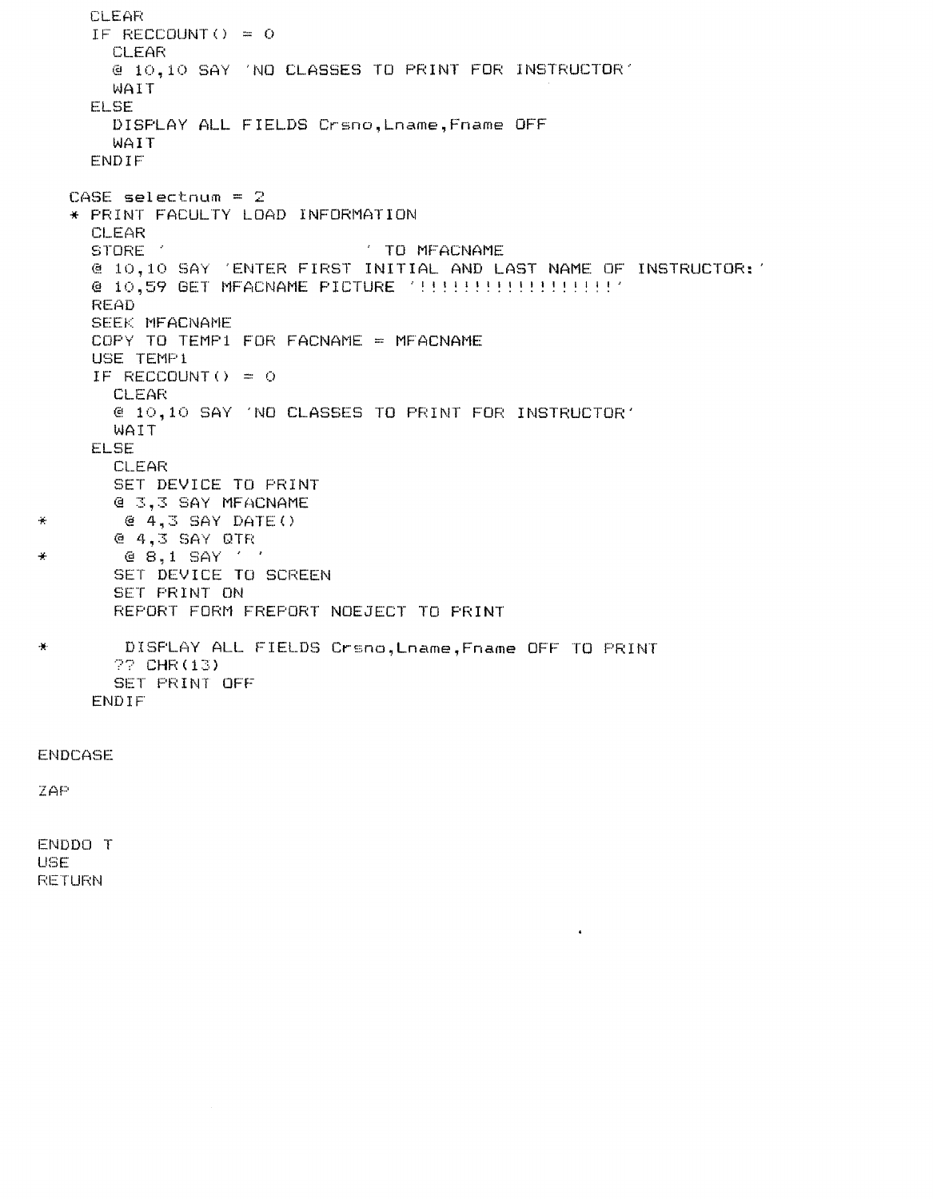```
      CLEAR
      IF RECCOUNT() = 0
        CLEAR
        @ 10,10 SAY 'NO CLASSES TO PRINT FOR INSTRUCTOR'
        WAIT
      ELSE
        DISPLAY ALL FIELDS Crsno,Lname,Fname OFF
        WAIT
      ENDIF

    CASE selectnum = 2
    * PRINT FACULTY LOAD INFORMATION
      CLEAR
      STORE '                         ' TO MFACNAME
      @ 10,10 SAY 'ENTER FIRST INITIAL AND LAST NAME OF INSTRUCTOR:'
      @ 10,59 GET MFACNAME PICTURE '!!!!!!!!!!!!!!!!!!'
      READ
      SEEK MFACNAME
      COPY TO TEMP1 FOR FACNAME = MFACNAME
      USE TEMP1
      IF RECCOUNT() = 0
        CLEAR
        @ 10,10 SAY 'NO CLASSES TO PRINT FOR INSTRUCTOR'
        WAIT
      ELSE
        CLEAR
        SET DEVICE TO PRINT
        @ 3,3 SAY MFACNAME
*        @ 4,3 SAY DATE()
        @ 4,3 SAY QTR
*        @ 8,1 SAY ' '
        SET DEVICE TO SCREEN
        SET PRINT ON
        REPORT FORM FREPORT NOEJECT TO PRINT

*         DISPLAY ALL FIELDS Crsno,Lname,Fname OFF TO PRINT
        ?? CHR(13)
        SET PRINT OFF
      ENDIF

  ENDCASE

  ZAP


  ENDDO T
  USE
  RETURN
```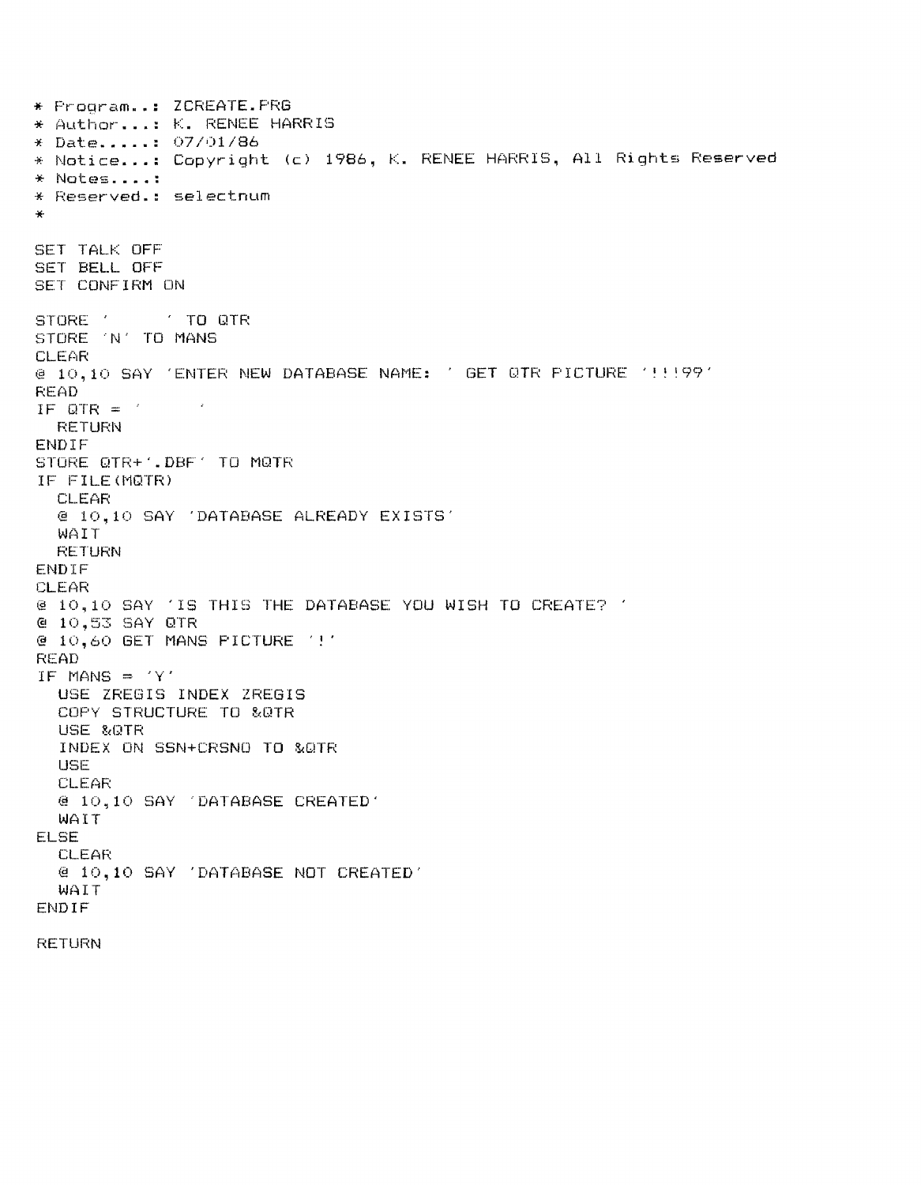```
* Program..: ZCREATE.PRG
* Author...: K. RENEE HARRIS
* Date.....: 07/01/86
* Notice...: Copyright (c) 1986, K. RENEE HARRIS, All Rights Reserved
* Notes....:
* Reserved.: selectnum
*

SET TALK OFF
SET BELL OFF
SET CONFIRM ON

STORE '     ' TO QTR
STORE 'N' TO MANS
CLEAR
@ 10,10 SAY 'ENTER NEW DATABASE NAME: ' GET QTR PICTURE '!!!99'
READ
IF QTR = '     '
  RETURN
ENDIF
STORE QTR+'.DBF' TO MQTR
IF FILE(MQTR)
  CLEAR
  @ 10,10 SAY 'DATABASE ALREADY EXISTS'
  WAIT
  RETURN
ENDIF
CLEAR
@ 10,10 SAY 'IS THIS THE DATABASE YOU WISH TO CREATE? '
@ 10,53 SAY QTR
@ 10,60 GET MANS PICTURE '!'
READ
IF MANS = 'Y'
  USE ZREGIS INDEX ZREGIS
  COPY STRUCTURE TO &QTR
  USE &QTR
  INDEX ON SSN+CRSNO TO &QTR
  USE
  CLEAR
  @ 10,10 SAY 'DATABASE CREATED'
  WAIT
ELSE
  CLEAR
  @ 10,10 SAY 'DATABASE NOT CREATED'
  WAIT
ENDIF

RETURN
```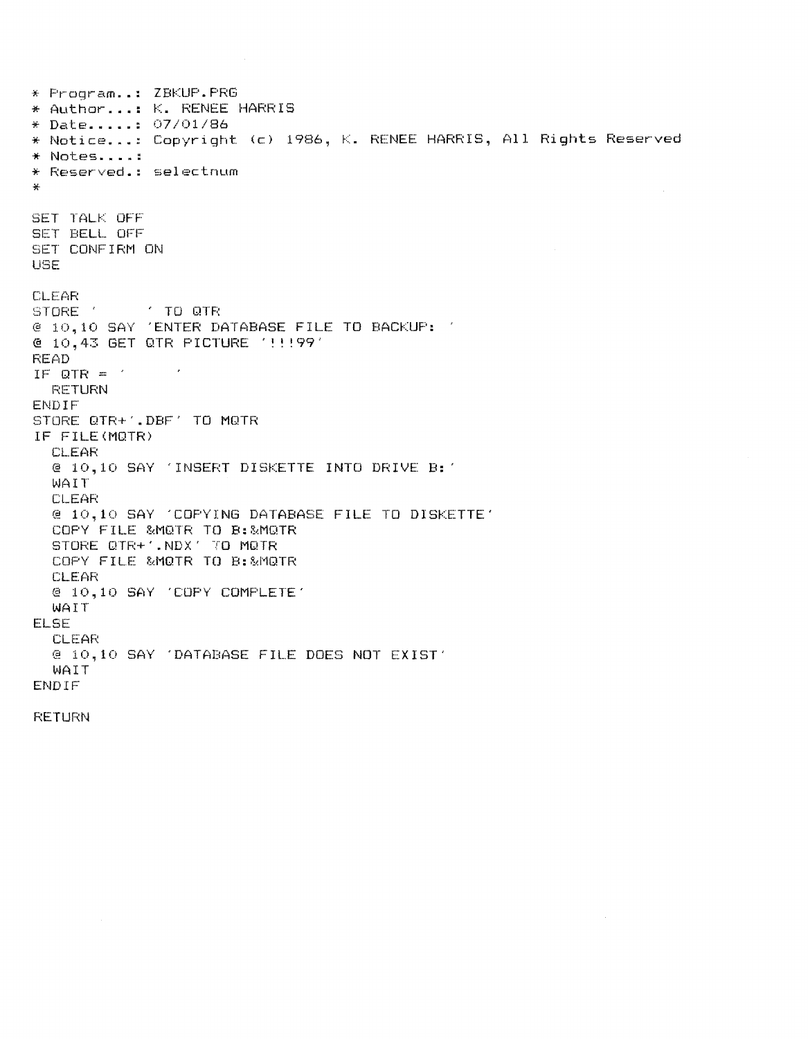```
* Program..: ZBKUP.PRG
* Author...: K. RENEE HARRIS
* Date.....: 07/01/86
* Notice...: Copyright (c) 1986, K. RENEE HARRIS, All Rights Reserved
* Notes....:
* Reserved.: selectnum
*

SET TALK OFF
SET BELL OFF
SET CONFIRM ON
USE

CLEAR
STORE '     ' TO QTR
@ 10,10 SAY 'ENTER DATABASE FILE TO BACKUP: '
@ 10,43 GET QTR PICTURE '!!!99'
READ
IF QTR = '     '
  RETURN
ENDIF
STORE QTR+'.DBF' TO MQTR
IF FILE(MQTR)
  CLEAR
  @ 10,10 SAY 'INSERT DISKETTE INTO DRIVE B:'
  WAIT
  CLEAR
  @ 10,10 SAY 'COPYING DATABASE FILE TO DISKETTE'
  COPY FILE &MQTR TO B:&MQTR
  STORE QTR+'.NDX' TO MQTR
  COPY FILE &MQTR TO B:&MQTR
  CLEAR
  @ 10,10 SAY 'COPY COMPLETE'
  WAIT
ELSE
  CLEAR
  @ 10,10 SAY 'DATABASE FILE DOES NOT EXIST'
  WAIT
ENDIF

RETURN
```